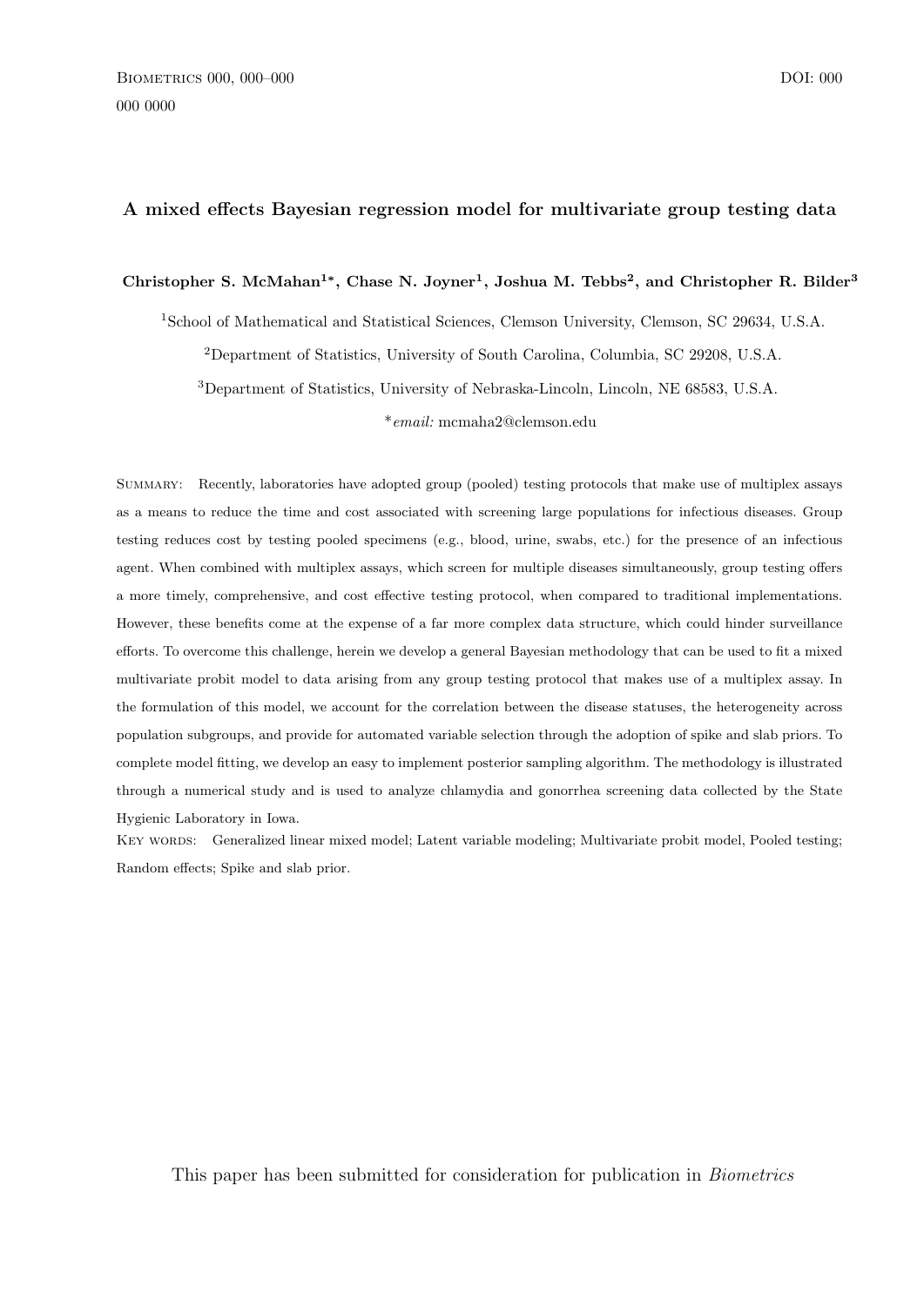# A mixed effects Bayesian regression model for multivariate group testing data

**Christopher S. McMahan[1*], Chase N. Joyner[1], Joshua M. Tebbs[2], and Christopher R. Bilder[3]**

[1]School of Mathematical and Statistical Sciences, Clemson University, Clemson, SC 29634, U.S.A.

[2]Department of Statistics, University of South Carolina, Columbia, SC 29208, U.S.A.

[3]Department of Statistics, University of Nebraska-Lincoln, Lincoln, NE 68583, U.S.A.

*​*email:* mcmaha2@clemson.edu

Summary: Recently, laboratories have adopted group (pooled) testing protocols that make use of multiplex assays as a means to reduce the time and cost associated with screening large populations for infectious diseases. Group testing reduces cost by testing pooled specimens (e.g., blood, urine, swabs, etc.) for the presence of an infectious agent. When combined with multiplex assays, which screen for multiple diseases simultaneously, group testing offers a more timely, comprehensive, and cost effective testing protocol, when compared to traditional implementations. However, these benefits come at the expense of a far more complex data structure, which could hinder surveillance efforts. To overcome this challenge, herein we develop a general Bayesian methodology that can be used to fit a mixed multivariate probit model to data arising from any group testing protocol that makes use of a multiplex assay. In the formulation of this model, we account for the correlation between the disease statuses, the heterogeneity across population subgroups, and provide for automated variable selection through the adoption of spike and slab priors. To complete model fitting, we develop an easy to implement posterior sampling algorithm. The methodology is illustrated through a numerical study and is used to analyze chlamydia and gonorrhea screening data collected by the State Hygienic Laboratory in Iowa.

Key words: Generalized linear mixed model; Latent variable modeling; Multivariate probit model, Pooled testing; Random effects; Spike and slab prior.

This paper has been submitted for consideration for publication in *Biometrics*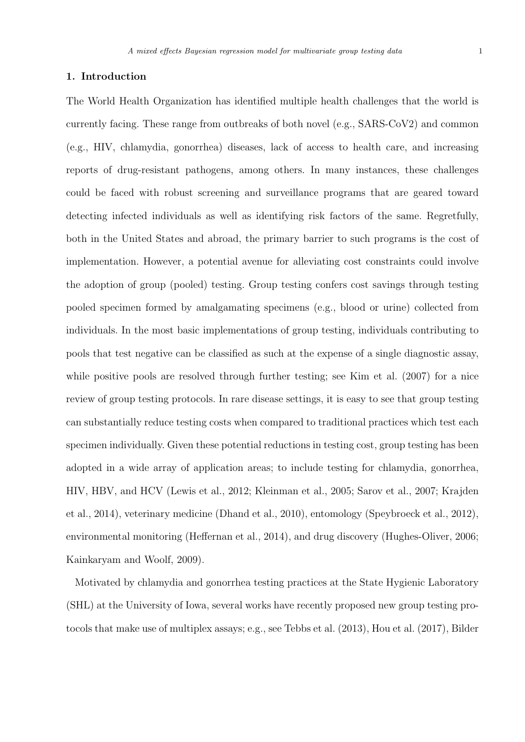## 1. Introduction

The World Health Organization has identified multiple health challenges that the world is currently facing. These range from outbreaks of both novel (e.g., SARS-CoV2) and common (e.g., HIV, chlamydia, gonorrhea) diseases, lack of access to health care, and increasing reports of drug-resistant pathogens, among others. In many instances, these challenges could be faced with robust screening and surveillance programs that are geared toward detecting infected individuals as well as identifying risk factors of the same. Regretfully, both in the United States and abroad, the primary barrier to such programs is the cost of implementation. However, a potential avenue for alleviating cost constraints could involve the adoption of group (pooled) testing. Group testing confers cost savings through testing pooled specimen formed by amalgamating specimens (e.g., blood or urine) collected from individuals. In the most basic implementations of group testing, individuals contributing to pools that test negative can be classified as such at the expense of a single diagnostic assay, while positive pools are resolved through further testing; see Kim et al. (2007) for a nice review of group testing protocols. In rare disease settings, it is easy to see that group testing can substantially reduce testing costs when compared to traditional practices which test each specimen individually. Given these potential reductions in testing cost, group testing has been adopted in a wide array of application areas; to include testing for chlamydia, gonorrhea, HIV, HBV, and HCV (Lewis et al., 2012; Kleinman et al., 2005; Sarov et al., 2007; Krajden et al., 2014), veterinary medicine (Dhand et al., 2010), entomology (Speybroeck et al., 2012), environmental monitoring (Heffernan et al., 2014), and drug discovery (Hughes-Oliver, 2006; Kainkaryam and Woolf, 2009).

Motivated by chlamydia and gonorrhea testing practices at the State Hygienic Laboratory (SHL) at the University of Iowa, several works have recently proposed new group testing protocols that make use of multiplex assays; e.g., see Tebbs et al. (2013), Hou et al. (2017), Bilder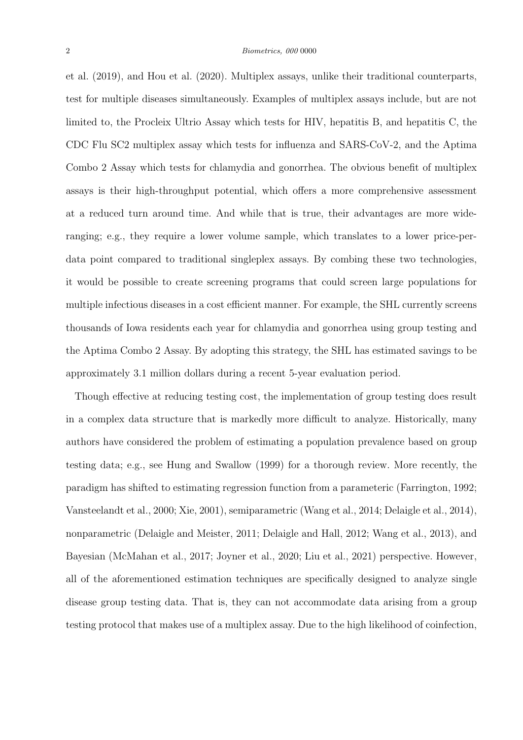et al. (2019), and Hou et al. (2020). Multiplex assays, unlike their traditional counterparts, test for multiple diseases simultaneously. Examples of multiplex assays include, but are not limited to, the Procleix Ultrio Assay which tests for HIV, hepatitis B, and hepatitis C, the CDC Flu SC2 multiplex assay which tests for influenza and SARS-CoV-2, and the Aptima Combo 2 Assay which tests for chlamydia and gonorrhea. The obvious benefit of multiplex assays is their high-throughput potential, which offers a more comprehensive assessment at a reduced turn around time. And while that is true, their advantages are more wide-ranging; e.g., they require a lower volume sample, which translates to a lower price-per-data point compared to traditional singleplex assays. By combing these two technologies, it would be possible to create screening programs that could screen large populations for multiple infectious diseases in a cost efficient manner. For example, the SHL currently screens thousands of Iowa residents each year for chlamydia and gonorrhea using group testing and the Aptima Combo 2 Assay. By adopting this strategy, the SHL has estimated savings to be approximately 3.1 million dollars during a recent 5-year evaluation period.

Though effective at reducing testing cost, the implementation of group testing does result in a complex data structure that is markedly more difficult to analyze. Historically, many authors have considered the problem of estimating a population prevalence based on group testing data; e.g., see Hung and Swallow (1999) for a thorough review. More recently, the paradigm has shifted to estimating regression function from a parameteric (Farrington, 1992; Vansteelandt et al., 2000; Xie, 2001), semiparametric (Wang et al., 2014; Delaigle et al., 2014), nonparametric (Delaigle and Meister, 2011; Delaigle and Hall, 2012; Wang et al., 2013), and Bayesian (McMahan et al., 2017; Joyner et al., 2020; Liu et al., 2021) perspective. However, all of the aforementioned estimation techniques are specifically designed to analyze single disease group testing data. That is, they can not accommodate data arising from a group testing protocol that makes use of a multiplex assay. Due to the high likelihood of coinfection,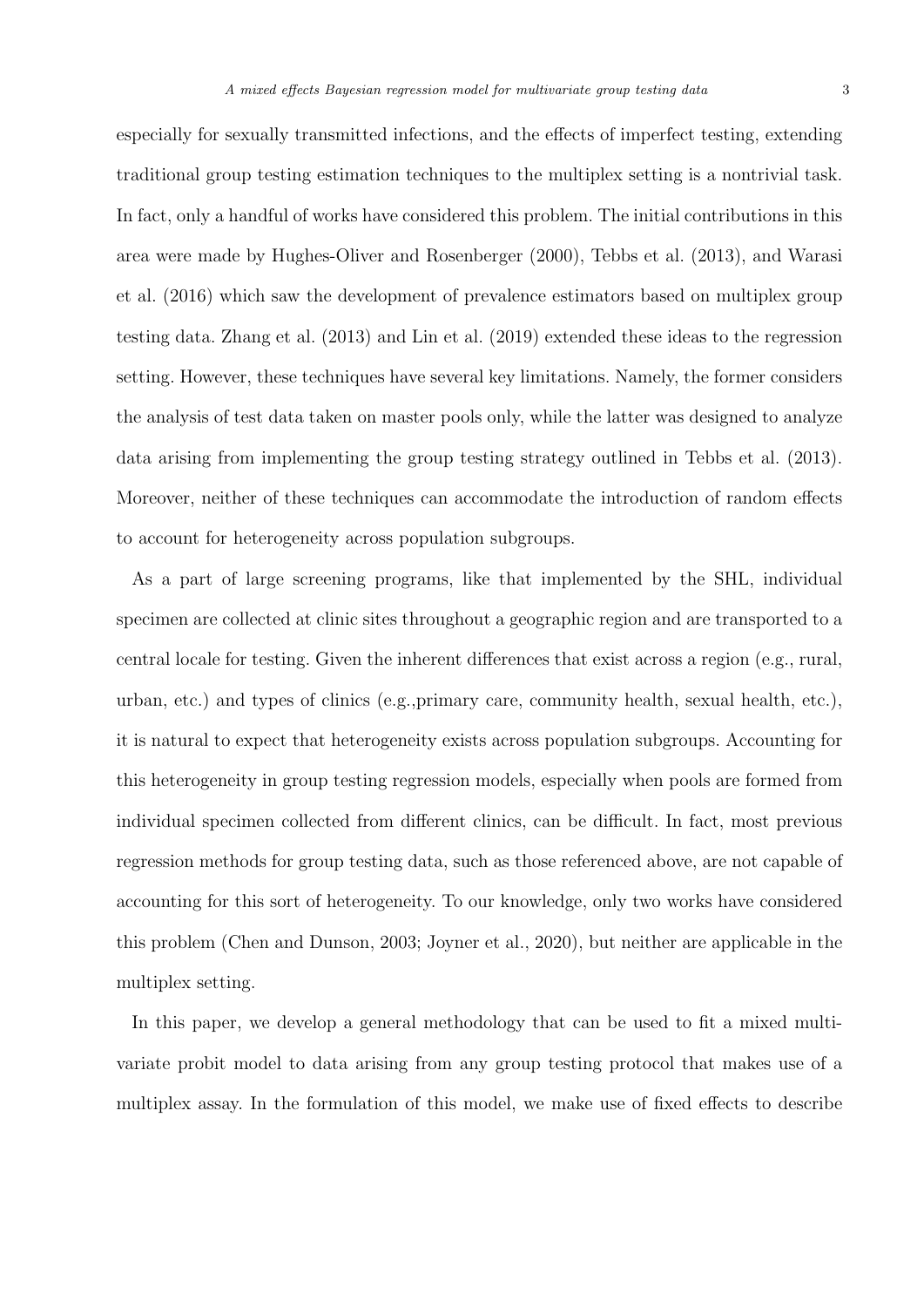especially for sexually transmitted infections, and the effects of imperfect testing, extending traditional group testing estimation techniques to the multiplex setting is a nontrivial task. In fact, only a handful of works have considered this problem. The initial contributions in this area were made by Hughes-Oliver and Rosenberger (2000), Tebbs et al. (2013), and Warasi et al. (2016) which saw the development of prevalence estimators based on multiplex group testing data. Zhang et al. (2013) and Lin et al. (2019) extended these ideas to the regression setting. However, these techniques have several key limitations. Namely, the former considers the analysis of test data taken on master pools only, while the latter was designed to analyze data arising from implementing the group testing strategy outlined in Tebbs et al. (2013). Moreover, neither of these techniques can accommodate the introduction of random effects to account for heterogeneity across population subgroups.

As a part of large screening programs, like that implemented by the SHL, individual specimen are collected at clinic sites throughout a geographic region and are transported to a central locale for testing. Given the inherent differences that exist across a region (e.g., rural, urban, etc.) and types of clinics (e.g.,primary care, community health, sexual health, etc.), it is natural to expect that heterogeneity exists across population subgroups. Accounting for this heterogeneity in group testing regression models, especially when pools are formed from individual specimen collected from different clinics, can be difficult. In fact, most previous regression methods for group testing data, such as those referenced above, are not capable of accounting for this sort of heterogeneity. To our knowledge, only two works have considered this problem (Chen and Dunson, 2003; Joyner et al., 2020), but neither are applicable in the multiplex setting.

In this paper, we develop a general methodology that can be used to fit a mixed multivariate probit model to data arising from any group testing protocol that makes use of a multiplex assay. In the formulation of this model, we make use of fixed effects to describe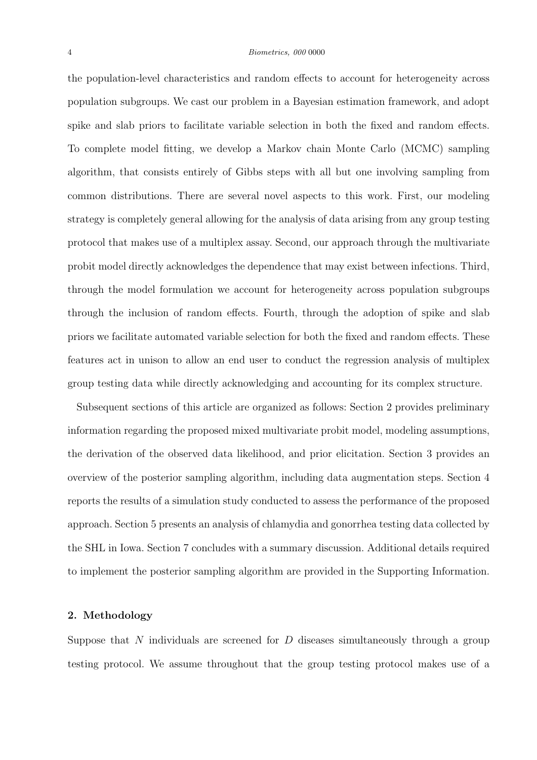the population-level characteristics and random effects to account for heterogeneity across population subgroups. We cast our problem in a Bayesian estimation framework, and adopt spike and slab priors to facilitate variable selection in both the fixed and random effects. To complete model fitting, we develop a Markov chain Monte Carlo (MCMC) sampling algorithm, that consists entirely of Gibbs steps with all but one involving sampling from common distributions. There are several novel aspects to this work. First, our modeling strategy is completely general allowing for the analysis of data arising from any group testing protocol that makes use of a multiplex assay. Second, our approach through the multivariate probit model directly acknowledges the dependence that may exist between infections. Third, through the model formulation we account for heterogeneity across population subgroups through the inclusion of random effects. Fourth, through the adoption of spike and slab priors we facilitate automated variable selection for both the fixed and random effects. These features act in unison to allow an end user to conduct the regression analysis of multiplex group testing data while directly acknowledging and accounting for its complex structure.

Subsequent sections of this article are organized as follows: Section 2 provides preliminary information regarding the proposed mixed multivariate probit model, modeling assumptions, the derivation of the observed data likelihood, and prior elicitation. Section 3 provides an overview of the posterior sampling algorithm, including data augmentation steps. Section 4 reports the results of a simulation study conducted to assess the performance of the proposed approach. Section 5 presents an analysis of chlamydia and gonorrhea testing data collected by the SHL in Iowa. Section 7 concludes with a summary discussion. Additional details required to implement the posterior sampling algorithm are provided in the Supporting Information.

## 2. Methodology

Suppose that $N$ individuals are screened for $D$ diseases simultaneously through a group testing protocol. We assume throughout that the group testing protocol makes use of a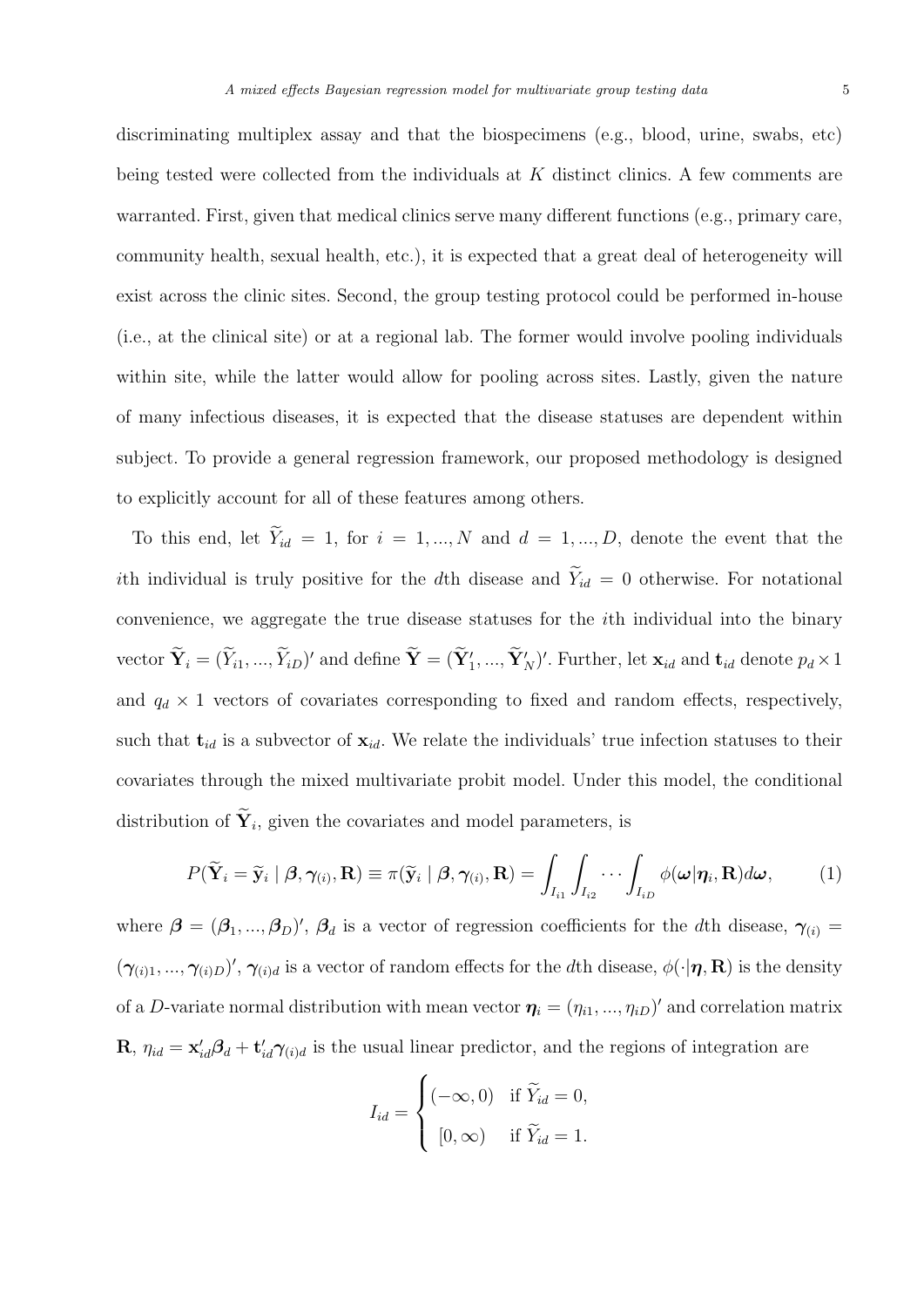discriminating multiplex assay and that the biospecimens (e.g., blood, urine, swabs, etc) being tested were collected from the individuals at $K$ distinct clinics. A few comments are warranted. First, given that medical clinics serve many different functions (e.g., primary care, community health, sexual health, etc.), it is expected that a great deal of heterogeneity will exist across the clinic sites. Second, the group testing protocol could be performed in-house (i.e., at the clinical site) or at a regional lab. The former would involve pooling individuals within site, while the latter would allow for pooling across sites. Lastly, given the nature of many infectious diseases, it is expected that the disease statuses are dependent within subject. To provide a general regression framework, our proposed methodology is designed to explicitly account for all of these features among others.

To this end, let $\widetilde{Y}_{id} = 1$, for $i = 1, ..., N$ and $d = 1, ..., D$, denote the event that the $i$th individual is truly positive for the $d$th disease and $\widetilde{Y}_{id} = 0$ otherwise. For notational convenience, we aggregate the true disease statuses for the $i$th individual into the binary vector $\widetilde{\mathbf{Y}}_i = (\widetilde{Y}_{i1}, ..., \widetilde{Y}_{iD})'$ and define $\widetilde{\mathbf{Y}} = (\widetilde{\mathbf{Y}}_1', ..., \widetilde{\mathbf{Y}}_N')'$. Further, let $\mathbf{x}_{id}$ and $\mathbf{t}_{id}$ denote $p_d \times 1$ and $q_d \times 1$ vectors of covariates corresponding to fixed and random effects, respectively, such that $\mathbf{t}_{id}$ is a subvector of $\mathbf{x}_{id}$. We relate the individuals' true infection statuses to their covariates through the mixed multivariate probit model. Under this model, the conditional distribution of $\widetilde{\mathbf{Y}}_i$, given the covariates and model parameters, is

$$P(\widetilde{\mathbf{Y}}_i = \widetilde{\mathbf{y}}_i \mid \boldsymbol{\beta}, \boldsymbol{\gamma}_{(i)}, \mathbf{R}) \equiv \pi(\widetilde{\mathbf{y}}_i \mid \boldsymbol{\beta}, \boldsymbol{\gamma}_{(i)}, \mathbf{R}) = \int_{I_{i1}} \int_{I_{i2}} \cdots \int_{I_{iD}} \phi(\boldsymbol{\omega} | \boldsymbol{\eta}_i, \mathbf{R}) d\boldsymbol{\omega}, \tag{1}$$

where $\boldsymbol{\beta} = (\boldsymbol{\beta}_1, ..., \boldsymbol{\beta}_D)'$, $\boldsymbol{\beta}_d$ is a vector of regression coefficients for the $d$th disease, $\boldsymbol{\gamma}_{(i)} = (\boldsymbol{\gamma}_{(i)1}, ..., \boldsymbol{\gamma}_{(i)D})'$, $\boldsymbol{\gamma}_{(i)d}$ is a vector of random effects for the $d$th disease, $\phi(\cdot | \boldsymbol{\eta}, \mathbf{R})$ is the density of a $D$-variate normal distribution with mean vector $\boldsymbol{\eta}_i = (\eta_{i1}, ..., \eta_{iD})'$ and correlation matrix $\mathbf{R}$, $\eta_{id} = \mathbf{x}_{id}'\boldsymbol{\beta}_d + \mathbf{t}_{id}'\boldsymbol{\gamma}_{(i)d}$ is the usual linear predictor, and the regions of integration are

$$I_{id} = \begin{cases} (-\infty, 0) & \text{if } \widetilde{Y}_{id} = 0, \\ [0, \infty) & \text{if } \widetilde{Y}_{id} = 1. \end{cases}$$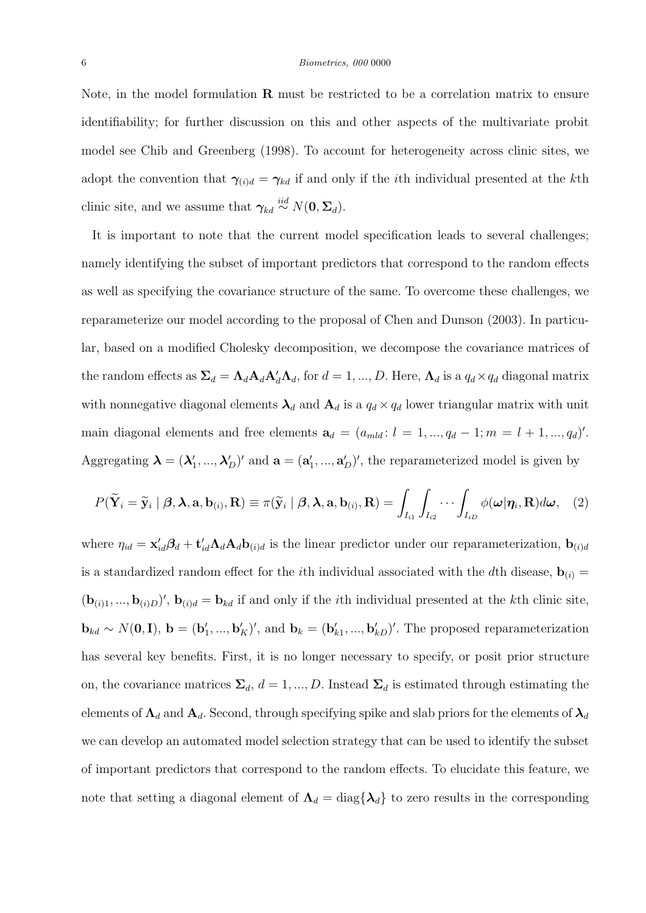Note, in the model formulation $\mathbf{R}$ must be restricted to be a correlation matrix to ensure identifiability; for further discussion on this and other aspects of the multivariate probit model see Chib and Greenberg (1998). To account for heterogeneity across clinic sites, we adopt the convention that $\boldsymbol{\gamma}_{(i)d} = \boldsymbol{\gamma}_{kd}$ if and only if the $i$th individual presented at the $k$th clinic site, and we assume that $\boldsymbol{\gamma}_{kd} \overset{iid}{\sim} N(\mathbf{0}, \boldsymbol{\Sigma}_d)$.

It is important to note that the current model specification leads to several challenges; namely identifying the subset of important predictors that correspond to the random effects as well as specifying the covariance structure of the same. To overcome these challenges, we reparameterize our model according to the proposal of Chen and Dunson (2003). In particular, based on a modified Cholesky decomposition, we decompose the covariance matrices of the random effects as $\boldsymbol{\Sigma}_d = \boldsymbol{\Lambda}_d \mathbf{A}_d \mathbf{A}_d' \boldsymbol{\Lambda}_d$, for $d = 1, ..., D$. Here, $\boldsymbol{\Lambda}_d$ is a $q_d \times q_d$ diagonal matrix with nonnegative diagonal elements $\boldsymbol{\lambda}_d$ and $\mathbf{A}_d$ is a $q_d \times q_d$ lower triangular matrix with unit main diagonal elements and free elements $\mathbf{a}_d = (a_{mld} : l = 1, ..., q_d - 1; m = l + 1, ..., q_d)'$. Aggregating $\boldsymbol{\lambda} = (\boldsymbol{\lambda}_1', ..., \boldsymbol{\lambda}_D')'$ and $\mathbf{a} = (\mathbf{a}_1', ..., \mathbf{a}_D')'$, the reparameterized model is given by

$$P(\widetilde{\mathbf{Y}}_i = \widetilde{\mathbf{y}}_i \mid \boldsymbol{\beta}, \boldsymbol{\lambda}, \mathbf{a}, \mathbf{b}_{(i)}, \mathbf{R}) \equiv \pi(\widetilde{\mathbf{y}}_i \mid \boldsymbol{\beta}, \boldsymbol{\lambda}, \mathbf{a}, \mathbf{b}_{(i)}, \mathbf{R}) = \int_{I_{i1}} \int_{I_{i2}} \cdots \int_{I_{iD}} \phi(\boldsymbol{\omega} | \boldsymbol{\eta}_i, \mathbf{R}) d\boldsymbol{\omega}, \quad (2)$$

where $\eta_{id} = \mathbf{x}_{id}' \boldsymbol{\beta}_d + \mathbf{t}_{id}' \boldsymbol{\Lambda}_d \mathbf{A}_d \mathbf{b}_{(i)d}$ is the linear predictor under our reparameterization, $\mathbf{b}_{(i)d}$ is a standardized random effect for the $i$th individual associated with the $d$th disease, $\mathbf{b}_{(i)} = (\mathbf{b}_{(i)1}, ..., \mathbf{b}_{(i)D})'$, $\mathbf{b}_{(i)d} = \mathbf{b}_{kd}$ if and only if the $i$th individual presented at the $k$th clinic site, $\mathbf{b}_{kd} \sim N(\mathbf{0}, \mathbf{I})$, $\mathbf{b} = (\mathbf{b}_1', ..., \mathbf{b}_K')'$, and $\mathbf{b}_k = (\mathbf{b}_{k1}', ..., \mathbf{b}_{kD}')'$. The proposed reparameterization has several key benefits. First, it is no longer necessary to specify, or posit prior structure on, the covariance matrices $\boldsymbol{\Sigma}_d$, $d = 1, ..., D$. Instead $\boldsymbol{\Sigma}_d$ is estimated through estimating the elements of $\boldsymbol{\Lambda}_d$ and $\mathbf{A}_d$. Second, through specifying spike and slab priors for the elements of $\boldsymbol{\lambda}_d$ we can develop an automated model selection strategy that can be used to identify the subset of important predictors that correspond to the random effects. To elucidate this feature, we note that setting a diagonal element of $\boldsymbol{\Lambda}_d = \text{diag}\{\boldsymbol{\lambda}_d\}$ to zero results in the corresponding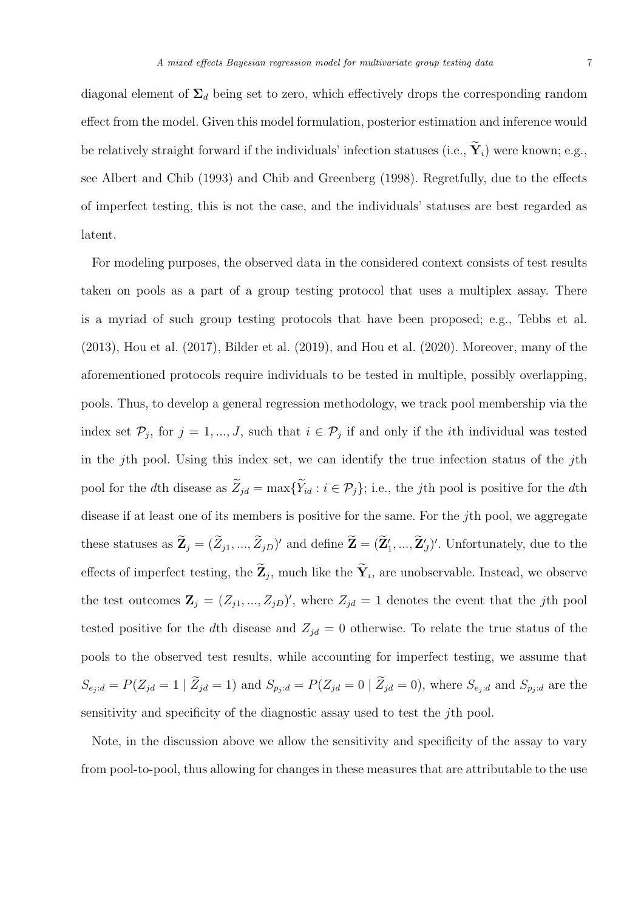diagonal element of $\mathbf{\Sigma}_d$ being set to zero, which effectively drops the corresponding random effect from the model. Given this model formulation, posterior estimation and inference would be relatively straight forward if the individuals' infection statuses (i.e., $\widetilde{\mathbf{Y}}_i$) were known; e.g., see Albert and Chib (1993) and Chib and Greenberg (1998). Regretfully, due to the effects of imperfect testing, this is not the case, and the individuals' statuses are best regarded as latent.

For modeling purposes, the observed data in the considered context consists of test results taken on pools as a part of a group testing protocol that uses a multiplex assay. There is a myriad of such group testing protocols that have been proposed; e.g., Tebbs et al. (2013), Hou et al. (2017), Bilder et al. (2019), and Hou et al. (2020). Moreover, many of the aforementioned protocols require individuals to be tested in multiple, possibly overlapping, pools. Thus, to develop a general regression methodology, we track pool membership via the index set $\mathcal{P}_j$, for $j = 1, ..., J$, such that $i \in \mathcal{P}_j$ if and only if the $i$th individual was tested in the $j$th pool. Using this index set, we can identify the true infection status of the $j$th pool for the $d$th disease as $\widetilde{Z}_{jd} = \max\{\widetilde{Y}_{id} : i \in \mathcal{P}_j\}$; i.e., the $j$th pool is positive for the $d$th disease if at least one of its members is positive for the same. For the $j$th pool, we aggregate these statuses as $\widetilde{\mathbf{Z}}_j = (\widetilde{Z}_{j1}, ..., \widetilde{Z}_{jD})'$ and define $\widetilde{\mathbf{Z}} = (\widetilde{\mathbf{Z}}_1', ..., \widetilde{\mathbf{Z}}_J')'$. Unfortunately, due to the effects of imperfect testing, the $\widetilde{\mathbf{Z}}_j$, much like the $\widetilde{\mathbf{Y}}_i$, are unobservable. Instead, we observe the test outcomes $\mathbf{Z}_j = (Z_{j1}, ..., Z_{jD})'$, where $Z_{jd} = 1$ denotes the event that the $j$th pool tested positive for the $d$th disease and $Z_{jd} = 0$ otherwise. To relate the true status of the pools to the observed test results, while accounting for imperfect testing, we assume that $S_{e_j:d} = P(Z_{jd} = 1 \mid \widetilde{Z}_{jd} = 1)$ and $S_{p_j:d} = P(Z_{jd} = 0 \mid \widetilde{Z}_{jd} = 0)$, where $S_{e_j:d}$ and $S_{p_j:d}$ are the sensitivity and specificity of the diagnostic assay used to test the $j$th pool.

Note, in the discussion above we allow the sensitivity and specificity of the assay to vary from pool-to-pool, thus allowing for changes in these measures that are attributable to the use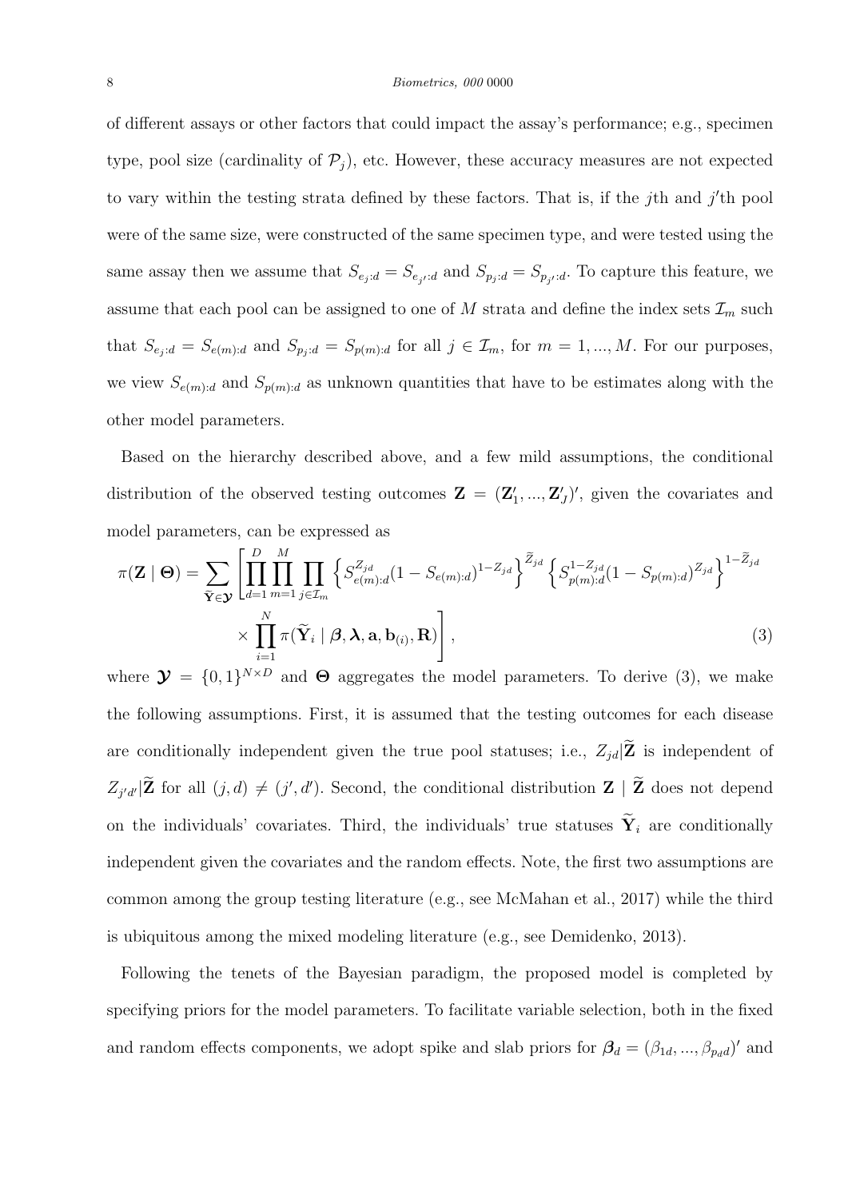of different assays or other factors that could impact the assay's performance; e.g., specimen type, pool size (cardinality of $\mathcal{P}_j$), etc. However, these accuracy measures are not expected to vary within the testing strata defined by these factors. That is, if the $j$th and $j'$th pool were of the same size, were constructed of the same specimen type, and were tested using the same assay then we assume that $S_{e_j:d} = S_{e_{j'}:d}$ and $S_{p_j:d} = S_{p_{j'}:d}$. To capture this feature, we assume that each pool can be assigned to one of $M$ strata and define the index sets $\mathcal{I}_m$ such that $S_{e_j:d} = S_{e(m):d}$ and $S_{p_j:d} = S_{p(m):d}$ for all $j \in \mathcal{I}_m$, for $m = 1, ..., M$. For our purposes, we view $S_{e(m):d}$ and $S_{p(m):d}$ as unknown quantities that have to be estimates along with the other model parameters.

Based on the hierarchy described above, and a few mild assumptions, the conditional distribution of the observed testing outcomes $\mathbf{Z} = (\mathbf{Z}_1', ..., \mathbf{Z}_J')'$, given the covariates and model parameters, can be expressed as

$$
\pi(\mathbf{Z} \mid \boldsymbol{\Theta}) = \sum_{\widetilde{\mathbf{Y}} \in \boldsymbol{\mathcal{Y}}} \left[ \prod_{d=1}^{D} \prod_{m=1}^{M} \prod_{j \in \mathcal{I}_m} \left\{ S_{e(m):d}^{Z_{jd}} (1 - S_{e(m):d})^{1-Z_{jd}} \right\}^{\widetilde{Z}_{jd}} \left\{ S_{p(m):d}^{1-Z_{jd}} (1 - S_{p(m):d})^{Z_{jd}} \right\}^{1-\widetilde{Z}_{jd}} \right.
$$
$$
\left. \times \prod_{i=1}^{N} \pi(\widetilde{\mathbf{Y}}_i \mid \boldsymbol{\beta}, \boldsymbol{\lambda}, \mathbf{a}, \mathbf{b}_{(i)}, \mathbf{R}) \right], \tag{3}
$$

where $\boldsymbol{\mathcal{Y}} = \{0, 1\}^{N \times D}$ and $\boldsymbol{\Theta}$ aggregates the model parameters. To derive (3), we make the following assumptions. First, it is assumed that the testing outcomes for each disease are conditionally independent given the true pool statuses; i.e., $Z_{jd}|\widetilde{\mathbf{Z}}$ is independent of $Z_{j'd'}|\widetilde{\mathbf{Z}}$ for all $(j, d) \neq (j', d')$. Second, the conditional distribution $\mathbf{Z} \mid \widetilde{\mathbf{Z}}$ does not depend on the individuals' covariates. Third, the individuals' true statuses $\widetilde{\mathbf{Y}}_i$ are conditionally independent given the covariates and the random effects. Note, the first two assumptions are common among the group testing literature (e.g., see McMahan et al., 2017) while the third is ubiquitous among the mixed modeling literature (e.g., see Demidenko, 2013).

Following the tenets of the Bayesian paradigm, the proposed model is completed by specifying priors for the model parameters. To facilitate variable selection, both in the fixed and random effects components, we adopt spike and slab priors for $\boldsymbol{\beta}_d = (\beta_{1d}, ..., \beta_{p_d d})'$ and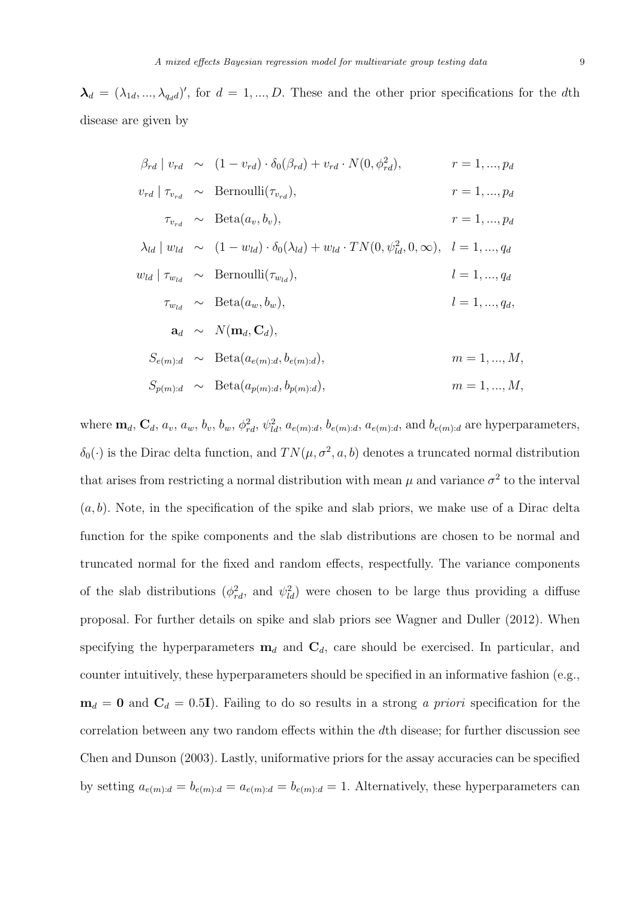$\boldsymbol{\lambda}_d = (\lambda_{1d}, ..., \lambda_{q_d d})'$, for $d = 1, ..., D$. These and the other prior specifications for the $d$th disease are given by

$$
\begin{aligned}
\beta_{rd} \mid v_{rd} &\sim (1 - v_{rd}) \cdot \delta_0(\beta_{rd}) + v_{rd} \cdot N(0, \phi_{rd}^2), & r &= 1, ..., p_d \\
v_{rd} \mid \tau_{v_{rd}} &\sim \text{Bernoulli}(\tau_{v_{rd}}), & r &= 1, ..., p_d \\
\tau_{v_{rd}} &\sim \text{Beta}(a_v, b_v), & r &= 1, ..., p_d \\
\lambda_{ld} \mid w_{ld} &\sim (1 - w_{ld}) \cdot \delta_0(\lambda_{ld}) + w_{ld} \cdot TN(0, \psi_{ld}^2, 0, \infty), & l &= 1, ..., q_d \\
w_{ld} \mid \tau_{w_{ld}} &\sim \text{Bernoulli}(\tau_{w_{ld}}), & l &= 1, ..., q_d \\
\tau_{w_{ld}} &\sim \text{Beta}(a_w, b_w), & l &= 1, ..., q_d, \\
\mathbf{a}_d &\sim N(\mathbf{m}_d, \mathbf{C}_d), & & \\
S_{e(m):d} &\sim \text{Beta}(a_{e(m):d}, b_{e(m):d}), & m &= 1, ..., M, \\
S_{p(m):d} &\sim \text{Beta}(a_{p(m):d}, b_{p(m):d}), & m &= 1, ..., M,
\end{aligned}
$$

where $\mathbf{m}_d$, $\mathbf{C}_d$, $a_v$, $a_w$, $b_v$, $b_w$, $\phi_{rd}^2$, $\psi_{ld}^2$, $a_{e(m):d}$, $b_{e(m):d}$, $a_{e(m):d}$, and $b_{e(m):d}$ are hyperparameters, $\delta_0(\cdot)$ is the Dirac delta function, and $TN(\mu, \sigma^2, a, b)$ denotes a truncated normal distribution that arises from restricting a normal distribution with mean $\mu$ and variance $\sigma^2$ to the interval $(a, b)$. Note, in the specification of the spike and slab priors, we make use of a Dirac delta function for the spike components and the slab distributions are chosen to be normal and truncated normal for the fixed and random effects, respectfully. The variance components of the slab distributions ($\phi_{rd}^2$, and $\psi_{ld}^2$) were chosen to be large thus providing a diffuse proposal. For further details on spike and slab priors see Wagner and Duller (2012). When specifying the hyperparameters $\mathbf{m}_d$ and $\mathbf{C}_d$, care should be exercised. In particular, and counter intuitively, these hyperparameters should be specified in an informative fashion (e.g., $\mathbf{m}_d = \mathbf{0}$ and $\mathbf{C}_d = 0.5\mathbf{I}$). Failing to do so results in a strong *a priori* specification for the correlation between any two random effects within the $d$th disease; for further discussion see Chen and Dunson (2003). Lastly, uformative priors for the assay accuracies can be specified by setting $a_{e(m):d} = b_{e(m):d} = a_{e(m):d} = b_{e(m):d} = 1$. Alternatively, these hyperparameters can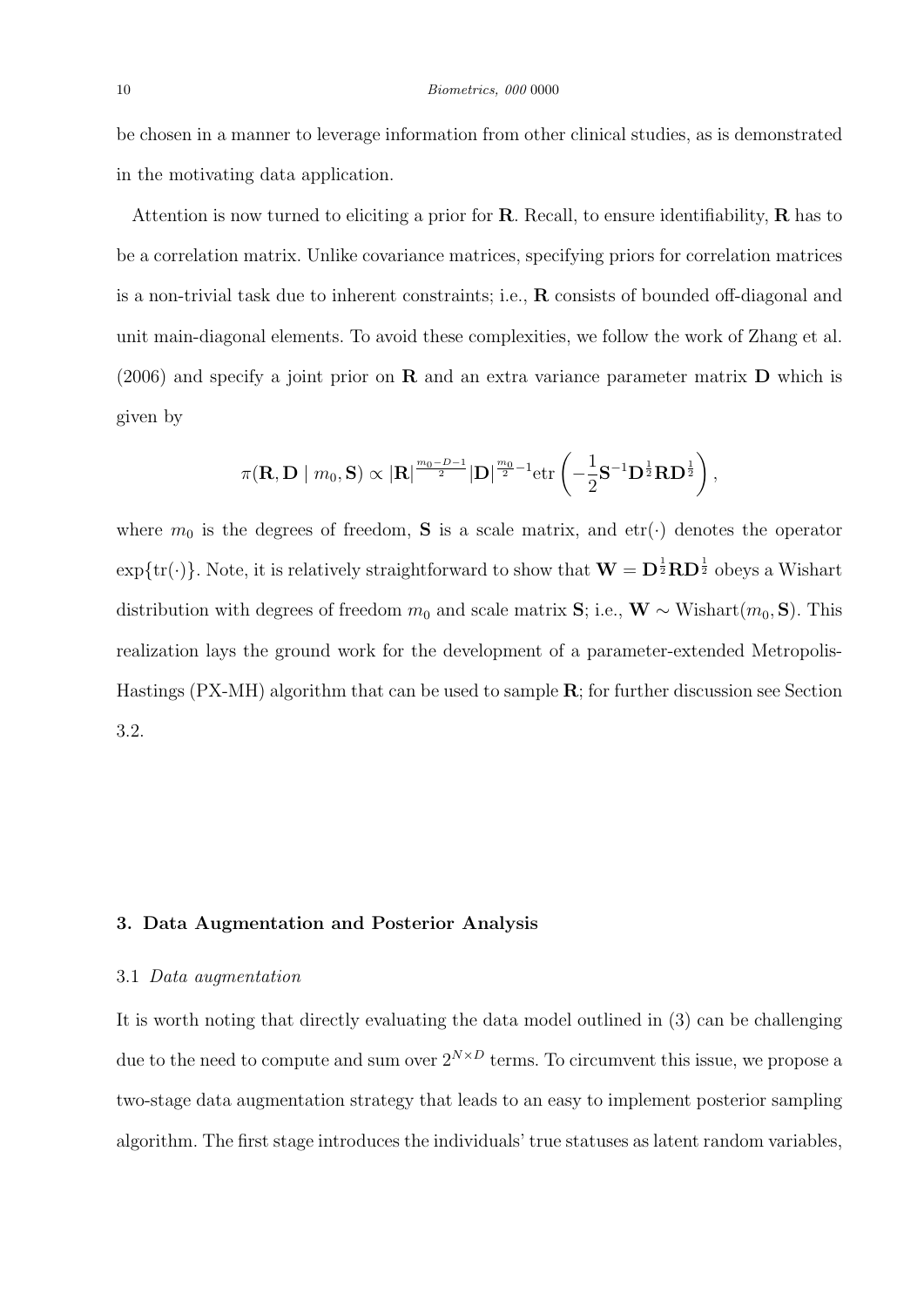be chosen in a manner to leverage information from other clinical studies, as is demonstrated in the motivating data application.

Attention is now turned to eliciting a prior for $\mathbf{R}$. Recall, to ensure identifiability, $\mathbf{R}$ has to be a correlation matrix. Unlike covariance matrices, specifying priors for correlation matrices is a non-trivial task due to inherent constraints; i.e., $\mathbf{R}$ consists of bounded off-diagonal and unit main-diagonal elements. To avoid these complexities, we follow the work of Zhang et al. (2006) and specify a joint prior on $\mathbf{R}$ and an extra variance parameter matrix $\mathbf{D}$ which is given by

$$\pi(\mathbf{R}, \mathbf{D} \mid m_0, \mathbf{S}) \propto |\mathbf{R}|^{\frac{m_0 - D - 1}{2}} |\mathbf{D}|^{\frac{m_0}{2} - 1} \text{etr}\left(-\frac{1}{2}\mathbf{S}^{-1}\mathbf{D}^{\frac{1}{2}}\mathbf{R}\mathbf{D}^{\frac{1}{2}}\right),$$

where $m_0$ is the degrees of freedom, $\mathbf{S}$ is a scale matrix, and $\text{etr}(\cdot)$ denotes the operator $\exp\{\text{tr}(\cdot)\}$. Note, it is relatively straightforward to show that $\mathbf{W} = \mathbf{D}^{\frac{1}{2}}\mathbf{R}\mathbf{D}^{\frac{1}{2}}$ obeys a Wishart distribution with degrees of freedom $m_0$ and scale matrix $\mathbf{S}$; i.e., $\mathbf{W} \sim \text{Wishart}(m_0, \mathbf{S})$. This realization lays the ground work for the development of a parameter-extended Metropolis-Hastings (PX-MH) algorithm that can be used to sample $\mathbf{R}$; for further discussion see Section 3.2.

## 3. Data Augmentation and Posterior Analysis

### 3.1 *Data augmentation*

It is worth noting that directly evaluating the data model outlined in (3) can be challenging due to the need to compute and sum over $2^{N \times D}$ terms. To circumvent this issue, we propose a two-stage data augmentation strategy that leads to an easy to implement posterior sampling algorithm. The first stage introduces the individuals' true statuses as latent random variables,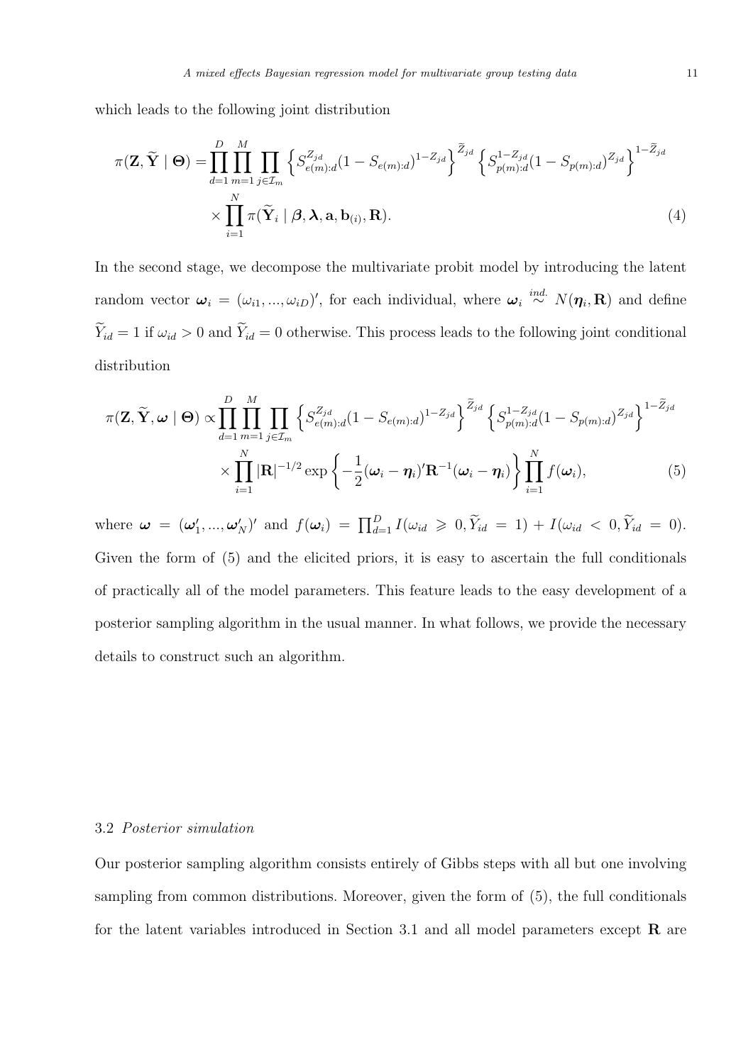which leads to the following joint distribution

$$\pi(\mathbf{Z}, \widetilde{\mathbf{Y}} \mid \boldsymbol{\Theta}) = \prod_{d=1}^{D} \prod_{m=1}^{M} \prod_{j \in \mathcal{I}_m} \left\{ S_{e(m):d}^{Z_{jd}} (1 - S_{e(m):d})^{1 - Z_{jd}} \right\}^{\widetilde{Z}_{jd}} \left\{ S_{p(m):d}^{1 - Z_{jd}} (1 - S_{p(m):d})^{Z_{jd}} \right\}^{1 - \widetilde{Z}_{jd}} \\ \times \prod_{i=1}^{N} \pi(\widetilde{\mathbf{Y}}_i \mid \boldsymbol{\beta}, \boldsymbol{\lambda}, \mathbf{a}, \mathbf{b}_{(i)}, \mathbf{R}). \tag{4}$$

In the second stage, we decompose the multivariate probit model by introducing the latent random vector $\boldsymbol{\omega}_i = (\omega_{i1}, ..., \omega_{iD})'$, for each individual, where $\boldsymbol{\omega}_i \overset{ind.}{\sim} N(\boldsymbol{\eta}_i, \mathbf{R})$ and define $\widetilde{Y}_{id} = 1$ if $\omega_{id} > 0$ and $\widetilde{Y}_{id} = 0$ otherwise. This process leads to the following joint conditional distribution

$$\pi(\mathbf{Z}, \widetilde{\mathbf{Y}}, \boldsymbol{\omega} \mid \boldsymbol{\Theta}) \propto \prod_{d=1}^{D} \prod_{m=1}^{M} \prod_{j \in \mathcal{I}_m} \left\{ S_{e(m):d}^{Z_{jd}} (1 - S_{e(m):d})^{1 - Z_{jd}} \right\}^{\widetilde{Z}_{jd}} \left\{ S_{p(m):d}^{1 - Z_{jd}} (1 - S_{p(m):d})^{Z_{jd}} \right\}^{1 - \widetilde{Z}_{jd}} \\ \times \prod_{i=1}^{N} |\mathbf{R}|^{-1/2} \exp\left\{ -\frac{1}{2} (\boldsymbol{\omega}_i - \boldsymbol{\eta}_i)' \mathbf{R}^{-1} (\boldsymbol{\omega}_i - \boldsymbol{\eta}_i) \right\} \prod_{i=1}^{N} f(\boldsymbol{\omega}_i), \tag{5}$$

where $\boldsymbol{\omega} = (\boldsymbol{\omega}_1', ..., \boldsymbol{\omega}_N')'$ and $f(\boldsymbol{\omega}_i) = \prod_{d=1}^{D} I(\omega_{id} \geqslant 0, \widetilde{Y}_{id} = 1) + I(\omega_{id} < 0, \widetilde{Y}_{id} = 0)$. Given the form of (5) and the elicited priors, it is easy to ascertain the full conditionals of practically all of the model parameters. This feature leads to the easy development of a posterior sampling algorithm in the usual manner. In what follows, we provide the necessary details to construct such an algorithm.

### 3.2 *Posterior simulation*

Our posterior sampling algorithm consists entirely of Gibbs steps with all but one involving sampling from common distributions. Moreover, given the form of (5), the full conditionals for the latent variables introduced in Section 3.1 and all model parameters except $\mathbf{R}$ are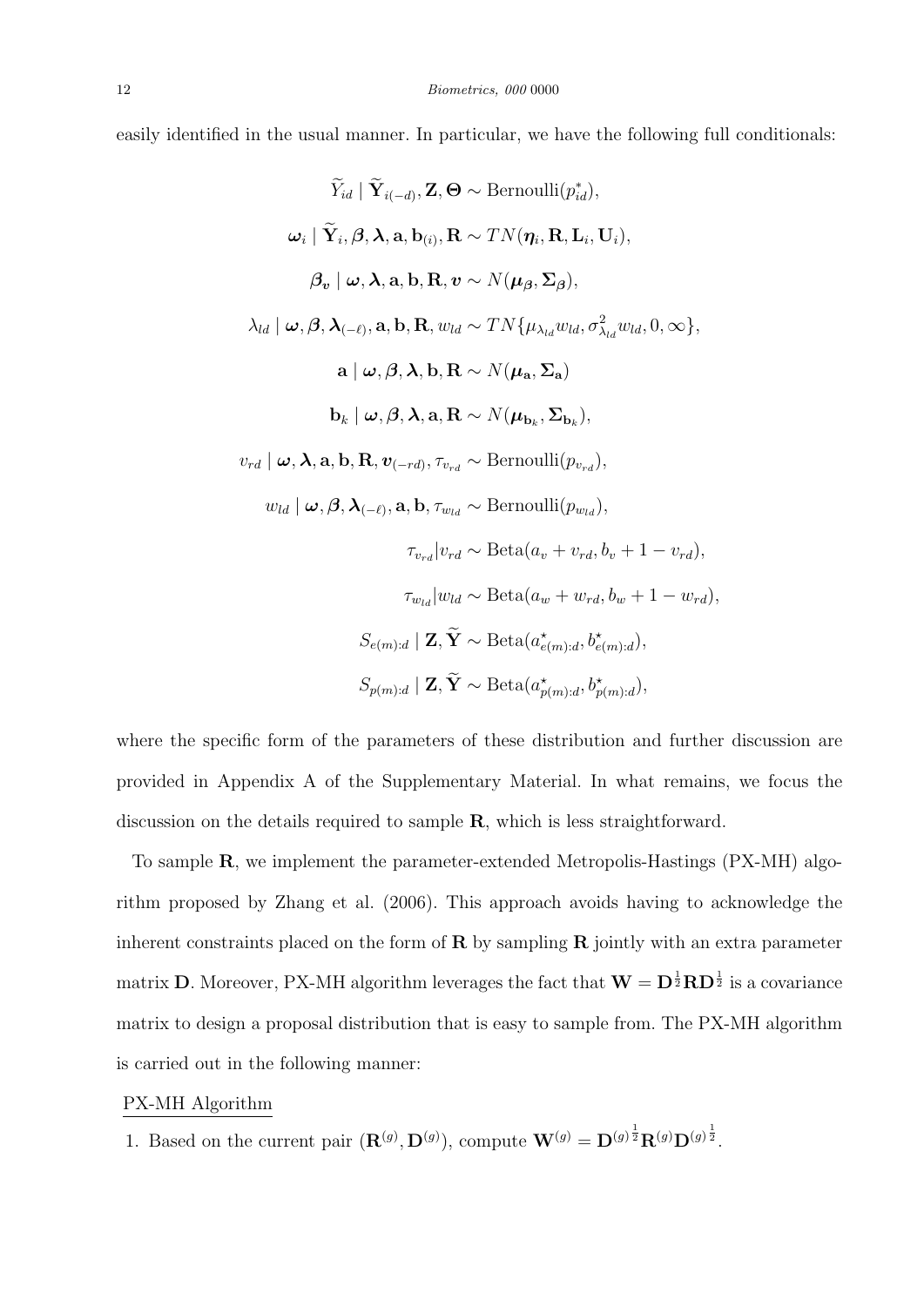easily identified in the usual manner. In particular, we have the following full conditionals:

$$\widetilde{Y}_{id} \mid \widetilde{\mathbf{Y}}_{i(-d)}, \mathbf{Z}, \boldsymbol{\Theta} \sim \text{Bernoulli}(p^{*}_{id}),$$

$$\boldsymbol{\omega}_i \mid \widetilde{\mathbf{Y}}_i, \boldsymbol{\beta}, \boldsymbol{\lambda}, \mathbf{a}, \mathbf{b}_{(i)}, \mathbf{R} \sim TN(\boldsymbol{\eta}_i, \mathbf{R}, \mathbf{L}_i, \mathbf{U}_i),$$

$$\boldsymbol{\beta}_{\boldsymbol{v}} \mid \boldsymbol{\omega}, \boldsymbol{\lambda}, \mathbf{a}, \mathbf{b}, \mathbf{R}, \boldsymbol{v} \sim N(\boldsymbol{\mu}_{\boldsymbol{\beta}}, \boldsymbol{\Sigma}_{\boldsymbol{\beta}}),$$

$$\lambda_{ld} \mid \boldsymbol{\omega}, \boldsymbol{\beta}, \boldsymbol{\lambda}_{(-\ell)}, \mathbf{a}, \mathbf{b}, \mathbf{R}, w_{ld} \sim TN\{\mu_{\lambda_{ld}} w_{ld}, \sigma^2_{\lambda_{ld}} w_{ld}, 0, \infty\},$$

$$\mathbf{a} \mid \boldsymbol{\omega}, \boldsymbol{\beta}, \boldsymbol{\lambda}, \mathbf{b}, \mathbf{R} \sim N(\boldsymbol{\mu}_{\mathbf{a}}, \boldsymbol{\Sigma}_{\mathbf{a}})$$

$$\mathbf{b}_k \mid \boldsymbol{\omega}, \boldsymbol{\beta}, \boldsymbol{\lambda}, \mathbf{a}, \mathbf{R} \sim N(\boldsymbol{\mu}_{\mathbf{b}_k}, \boldsymbol{\Sigma}_{\mathbf{b}_k}),$$

$$v_{rd} \mid \boldsymbol{\omega}, \boldsymbol{\lambda}, \mathbf{a}, \mathbf{b}, \mathbf{R}, \boldsymbol{v}_{(-rd)}, \tau_{v_{rd}} \sim \text{Bernoulli}(p_{v_{rd}}),$$

$$w_{ld} \mid \boldsymbol{\omega}, \boldsymbol{\beta}, \boldsymbol{\lambda}_{(-\ell)}, \mathbf{a}, \mathbf{b}, \tau_{w_{ld}} \sim \text{Bernoulli}(p_{w_{ld}}),$$

$$\tau_{v_{rd}} | v_{rd} \sim \text{Beta}(a_v + v_{rd}, b_v + 1 - v_{rd}),$$

$$\tau_{w_{ld}} | w_{ld} \sim \text{Beta}(a_w + w_{rd}, b_w + 1 - w_{rd}),$$

$$S_{e(m):d} \mid \mathbf{Z}, \widetilde{\mathbf{Y}} \sim \text{Beta}(a^{\star}_{e(m):d}, b^{\star}_{e(m):d}),$$

$$S_{p(m):d} \mid \mathbf{Z}, \widetilde{\mathbf{Y}} \sim \text{Beta}(a^{\star}_{p(m):d}, b^{\star}_{p(m):d}),$$

where the specific form of the parameters of these distribution and further discussion are provided in Appendix A of the Supplementary Material. In what remains, we focus the discussion on the details required to sample $\mathbf{R}$, which is less straightforward.

To sample $\mathbf{R}$, we implement the parameter-extended Metropolis-Hastings (PX-MH) algorithm proposed by Zhang et al. (2006). This approach avoids having to acknowledge the inherent constraints placed on the form of $\mathbf{R}$ by sampling $\mathbf{R}$ jointly with an extra parameter matrix $\mathbf{D}$. Moreover, PX-MH algorithm leverages the fact that $\mathbf{W} = \mathbf{D}^{\frac{1}{2}}\mathbf{R}\mathbf{D}^{\frac{1}{2}}$ is a covariance matrix to design a proposal distribution that is easy to sample from. The PX-MH algorithm is carried out in the following manner:

PX-MH Algorithm

1. Based on the current pair $(\mathbf{R}^{(g)}, \mathbf{D}^{(g)})$, compute $\mathbf{W}^{(g)} = \mathbf{D}^{(g)\frac{1}{2}}\mathbf{R}^{(g)}\mathbf{D}^{(g)\frac{1}{2}}$.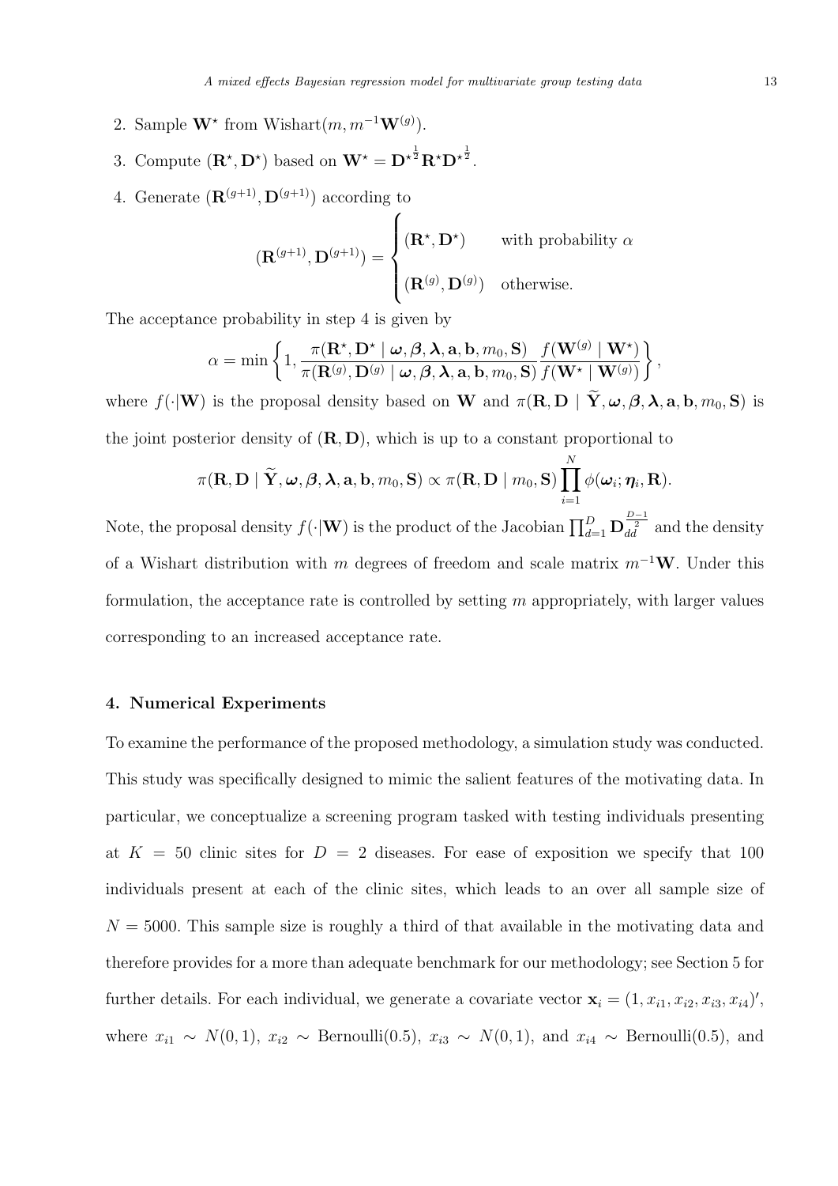2. Sample $\mathbf{W}^\star$ from Wishart$(m, m^{-1}\mathbf{W}^{(g)})$.
3. Compute $(\mathbf{R}^\star, \mathbf{D}^\star)$ based on $\mathbf{W}^\star = \mathbf{D}^{\star\frac{1}{2}}\mathbf{R}^\star\mathbf{D}^{\star\frac{1}{2}}$.
4. Generate $(\mathbf{R}^{(g+1)}, \mathbf{D}^{(g+1)})$ according to

$$(\mathbf{R}^{(g+1)}, \mathbf{D}^{(g+1)}) = \begin{cases} (\mathbf{R}^\star, \mathbf{D}^\star) & \text{with probability } \alpha \\ (\mathbf{R}^{(g)}, \mathbf{D}^{(g)}) & \text{otherwise.} \end{cases}$$

The acceptance probability in step 4 is given by

$$\alpha = \min\left\{1, \frac{\pi(\mathbf{R}^\star, \mathbf{D}^\star \mid \boldsymbol{\omega}, \boldsymbol{\beta}, \boldsymbol{\lambda}, \mathbf{a}, \mathbf{b}, m_0, \mathbf{S})}{\pi(\mathbf{R}^{(g)}, \mathbf{D}^{(g)} \mid \boldsymbol{\omega}, \boldsymbol{\beta}, \boldsymbol{\lambda}, \mathbf{a}, \mathbf{b}, m_0, \mathbf{S})} \frac{f(\mathbf{W}^{(g)} \mid \mathbf{W}^\star)}{f(\mathbf{W}^\star \mid \mathbf{W}^{(g)})}\right\},$$

where $f(\cdot|\mathbf{W})$ is the proposal density based on $\mathbf{W}$ and $\pi(\mathbf{R}, \mathbf{D} \mid \widetilde{\mathbf{Y}}, \boldsymbol{\omega}, \boldsymbol{\beta}, \boldsymbol{\lambda}, \mathbf{a}, \mathbf{b}, m_0, \mathbf{S})$ is the joint posterior density of $(\mathbf{R}, \mathbf{D})$, which is up to a constant proportional to

$$\pi(\mathbf{R}, \mathbf{D} \mid \widetilde{\mathbf{Y}}, \boldsymbol{\omega}, \boldsymbol{\beta}, \boldsymbol{\lambda}, \mathbf{a}, \mathbf{b}, m_0, \mathbf{S}) \propto \pi(\mathbf{R}, \mathbf{D} \mid m_0, \mathbf{S}) \prod_{i=1}^{N} \phi(\boldsymbol{\omega}_i; \boldsymbol{\eta}_i, \mathbf{R}).$$

Note, the proposal density $f(\cdot|\mathbf{W})$ is the product of the Jacobian $\prod_{d=1}^{D} \mathbf{D}_{dd}^{\frac{D-1}{2}}$ and the density of a Wishart distribution with $m$ degrees of freedom and scale matrix $m^{-1}\mathbf{W}$. Under this formulation, the acceptance rate is controlled by setting $m$ appropriately, with larger values corresponding to an increased acceptance rate.

## 4. Numerical Experiments

To examine the performance of the proposed methodology, a simulation study was conducted. This study was specifically designed to mimic the salient features of the motivating data. In particular, we conceptualize a screening program tasked with testing individuals presenting at $K = 50$ clinic sites for $D = 2$ diseases. For ease of exposition we specify that 100 individuals present at each of the clinic sites, which leads to an over all sample size of $N = 5000$. This sample size is roughly a third of that available in the motivating data and therefore provides for a more than adequate benchmark for our methodology; see Section 5 for further details. For each individual, we generate a covariate vector $\mathbf{x}_i = (1, x_{i1}, x_{i2}, x_{i3}, x_{i4})'$, where $x_{i1} \sim N(0, 1)$, $x_{i2} \sim$ Bernoulli(0.5), $x_{i3} \sim N(0, 1)$, and $x_{i4} \sim$ Bernoulli(0.5), and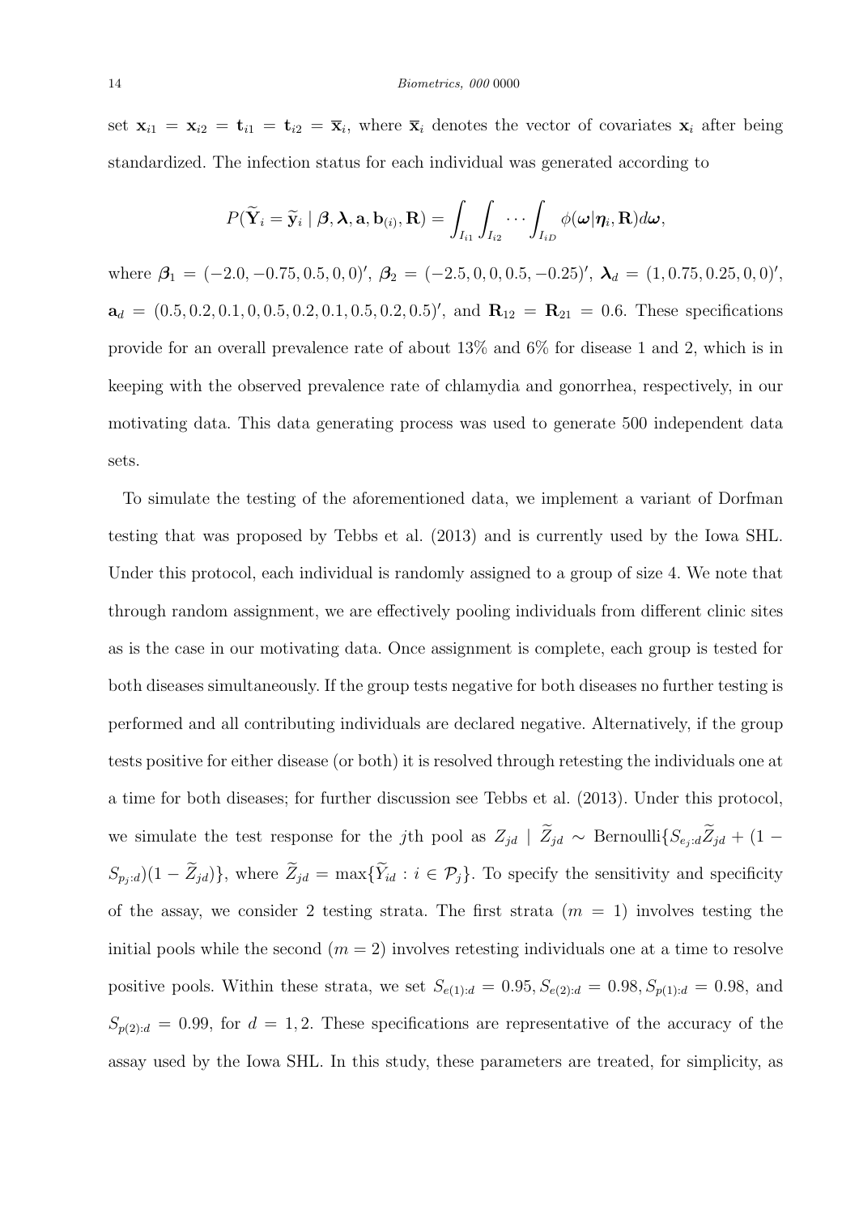set $\mathbf{x}_{i1} = \mathbf{x}_{i2} = \mathbf{t}_{i1} = \mathbf{t}_{i2} = \overline{\mathbf{x}}_i$, where $\overline{\mathbf{x}}_i$ denotes the vector of covariates $\mathbf{x}_i$ after being standardized. The infection status for each individual was generated according to

$$P(\widetilde{\mathbf{Y}}_i = \widetilde{\mathbf{y}}_i \mid \boldsymbol{\beta}, \boldsymbol{\lambda}, \mathbf{a}, \mathbf{b}_{(i)}, \mathbf{R}) = \int_{I_{i1}} \int_{I_{i2}} \cdots \int_{I_{iD}} \phi(\boldsymbol{\omega}|\boldsymbol{\eta}_i, \mathbf{R}) d\boldsymbol{\omega},$$

where $\boldsymbol{\beta}_1 = (-2.0, -0.75, 0.5, 0, 0)'$, $\boldsymbol{\beta}_2 = (-2.5, 0, 0, 0.5, -0.25)'$, $\boldsymbol{\lambda}_d = (1, 0.75, 0.25, 0, 0)'$, $\mathbf{a}_d = (0.5, 0.2, 0.1, 0, 0.5, 0.2, 0.1, 0.5, 0.2, 0.5)'$, and $\mathbf{R}_{12} = \mathbf{R}_{21} = 0.6$. These specifications provide for an overall prevalence rate of about 13% and 6% for disease 1 and 2, which is in keeping with the observed prevalence rate of chlamydia and gonorrhea, respectively, in our motivating data. This data generating process was used to generate 500 independent data sets.

To simulate the testing of the aforementioned data, we implement a variant of Dorfman testing that was proposed by Tebbs et al. (2013) and is currently used by the Iowa SHL. Under this protocol, each individual is randomly assigned to a group of size 4. We note that through random assignment, we are effectively pooling individuals from different clinic sites as is the case in our motivating data. Once assignment is complete, each group is tested for both diseases simultaneously. If the group tests negative for both diseases no further testing is performed and all contributing individuals are declared negative. Alternatively, if the group tests positive for either disease (or both) it is resolved through retesting the individuals one at a time for both diseases; for further discussion see Tebbs et al. (2013). Under this protocol, we simulate the test response for the $j$th pool as $Z_{jd} \mid \widetilde{Z}_{jd} \sim \text{Bernoulli}\{S_{e_j:d}\widetilde{Z}_{jd} + (1 - S_{p_j:d})(1 - \widetilde{Z}_{jd})\}$, where $\widetilde{Z}_{jd} = \max\{\widetilde{Y}_{id} : i \in \mathcal{P}_j\}$. To specify the sensitivity and specificity of the assay, we consider 2 testing strata. The first strata ($m = 1$) involves testing the initial pools while the second ($m = 2$) involves retesting individuals one at a time to resolve positive pools. Within these strata, we set $S_{e(1):d} = 0.95, S_{e(2):d} = 0.98, S_{p(1):d} = 0.98$, and $S_{p(2):d} = 0.99$, for $d = 1, 2$. These specifications are representative of the accuracy of the assay used by the Iowa SHL. In this study, these parameters are treated, for simplicity, as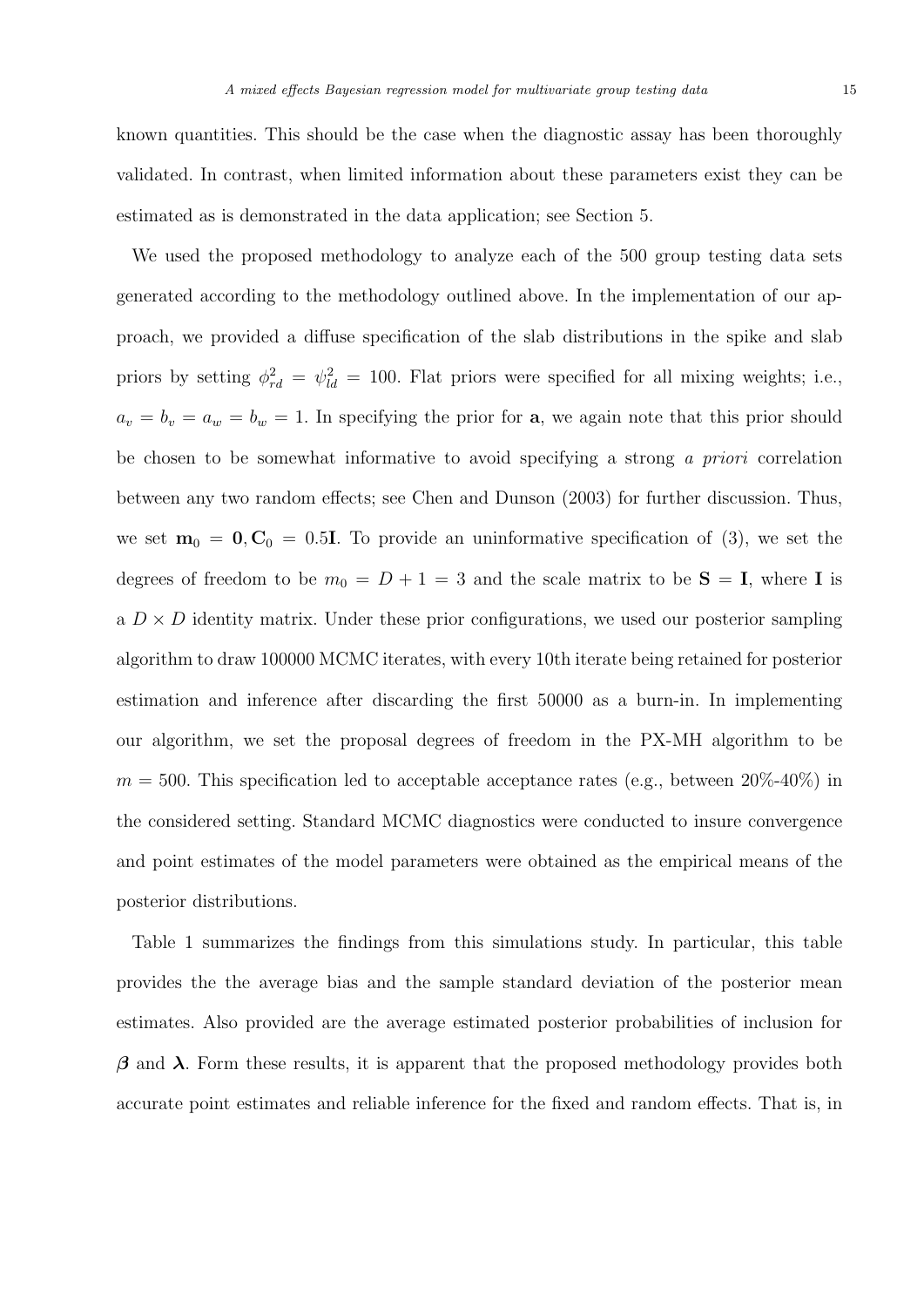known quantities. This should be the case when the diagnostic assay has been thoroughly validated. In contrast, when limited information about these parameters exist they can be estimated as is demonstrated in the data application; see Section 5.

We used the proposed methodology to analyze each of the 500 group testing data sets generated according to the methodology outlined above. In the implementation of our approach, we provided a diffuse specification of the slab distributions in the spike and slab priors by setting $\phi_{rd}^2 = \psi_{ld}^2 = 100$. Flat priors were specified for all mixing weights; i.e., $a_v = b_v = a_w = b_w = 1$. In specifying the prior for $\mathbf{a}$, we again note that this prior should be chosen to be somewhat informative to avoid specifying a strong *a priori* correlation between any two random effects; see Chen and Dunson (2003) for further discussion. Thus, we set $\mathbf{m}_0 = \mathbf{0}, \mathbf{C}_0 = 0.5\mathbf{I}$. To provide an uninformative specification of (3), we set the degrees of freedom to be $m_0 = D + 1 = 3$ and the scale matrix to be $\mathbf{S} = \mathbf{I}$, where $\mathbf{I}$ is a $D \times D$ identity matrix. Under these prior configurations, we used our posterior sampling algorithm to draw 100000 MCMC iterates, with every 10th iterate being retained for posterior estimation and inference after discarding the first 50000 as a burn-in. In implementing our algorithm, we set the proposal degrees of freedom in the PX-MH algorithm to be $m = 500$. This specification led to acceptable acceptance rates (e.g., between 20%-40%) in the considered setting. Standard MCMC diagnostics were conducted to insure convergence and point estimates of the model parameters were obtained as the empirical means of the posterior distributions.

Table 1 summarizes the findings from this simulations study. In particular, this table provides the the average bias and the sample standard deviation of the posterior mean estimates. Also provided are the average estimated posterior probabilities of inclusion for $\boldsymbol{\beta}$ and $\boldsymbol{\lambda}$. Form these results, it is apparent that the proposed methodology provides both accurate point estimates and reliable inference for the fixed and random effects. That is, in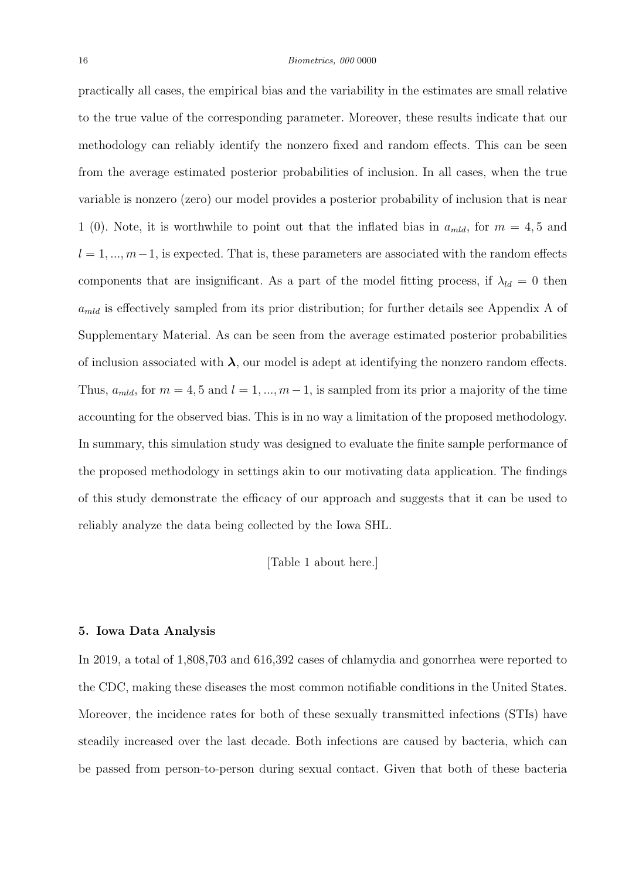practically all cases, the empirical bias and the variability in the estimates are small relative to the true value of the corresponding parameter. Moreover, these results indicate that our methodology can reliably identify the nonzero fixed and random effects. This can be seen from the average estimated posterior probabilities of inclusion. In all cases, when the true variable is nonzero (zero) our model provides a posterior probability of inclusion that is near 1 (0). Note, it is worthwhile to point out that the inflated bias in $a_{mld}$, for $m = 4, 5$ and $l = 1, ..., m-1$, is expected. That is, these parameters are associated with the random effects components that are insignificant. As a part of the model fitting process, if $\lambda_{ld} = 0$ then $a_{mld}$ is effectively sampled from its prior distribution; for further details see Appendix A of Supplementary Material. As can be seen from the average estimated posterior probabilities of inclusion associated with $\boldsymbol{\lambda}$, our model is adept at identifying the nonzero random effects. Thus, $a_{mld}$, for $m = 4, 5$ and $l = 1, ..., m-1$, is sampled from its prior a majority of the time accounting for the observed bias. This is in no way a limitation of the proposed methodology. In summary, this simulation study was designed to evaluate the finite sample performance of the proposed methodology in settings akin to our motivating data application. The findings of this study demonstrate the efficacy of our approach and suggests that it can be used to reliably analyze the data being collected by the Iowa SHL.

[Table 1 about here.]

## 5. Iowa Data Analysis

In 2019, a total of 1,808,703 and 616,392 cases of chlamydia and gonorrhea were reported to the CDC, making these diseases the most common notifiable conditions in the United States. Moreover, the incidence rates for both of these sexually transmitted infections (STIs) have steadily increased over the last decade. Both infections are caused by bacteria, which can be passed from person-to-person during sexual contact. Given that both of these bacteria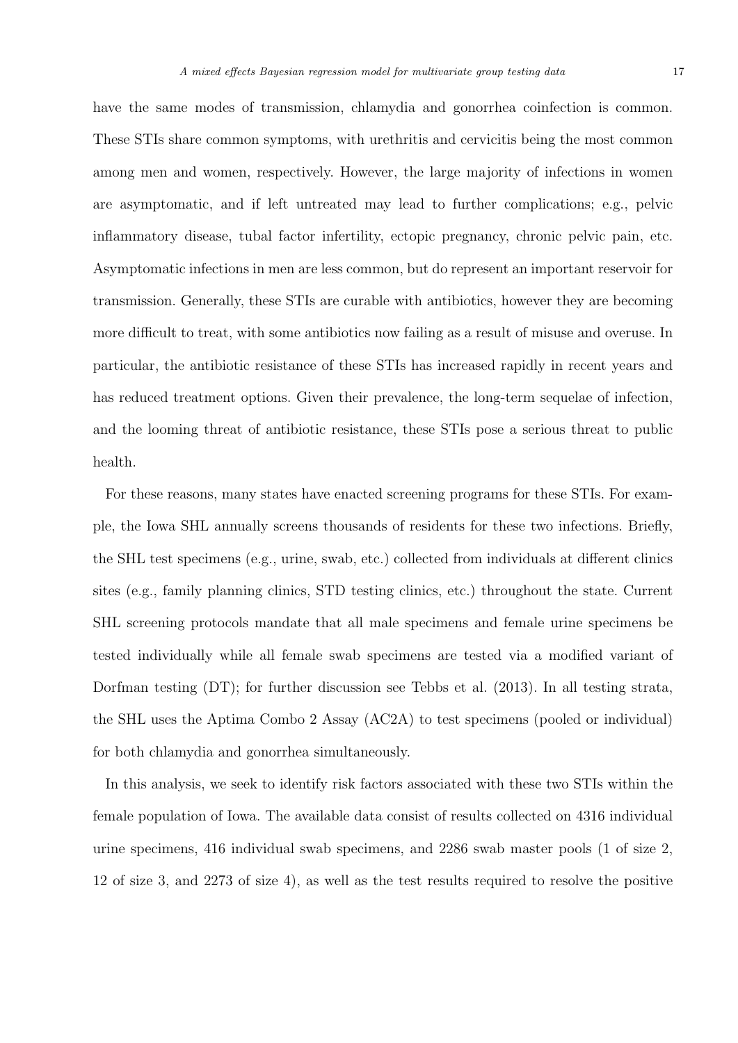have the same modes of transmission, chlamydia and gonorrhea coinfection is common. These STIs share common symptoms, with urethritis and cervicitis being the most common among men and women, respectively. However, the large majority of infections in women are asymptomatic, and if left untreated may lead to further complications; e.g., pelvic inflammatory disease, tubal factor infertility, ectopic pregnancy, chronic pelvic pain, etc. Asymptomatic infections in men are less common, but do represent an important reservoir for transmission. Generally, these STIs are curable with antibiotics, however they are becoming more difficult to treat, with some antibiotics now failing as a result of misuse and overuse. In particular, the antibiotic resistance of these STIs has increased rapidly in recent years and has reduced treatment options. Given their prevalence, the long-term sequelae of infection, and the looming threat of antibiotic resistance, these STIs pose a serious threat to public health.

For these reasons, many states have enacted screening programs for these STIs. For example, the Iowa SHL annually screens thousands of residents for these two infections. Briefly, the SHL test specimens (e.g., urine, swab, etc.) collected from individuals at different clinics sites (e.g., family planning clinics, STD testing clinics, etc.) throughout the state. Current SHL screening protocols mandate that all male specimens and female urine specimens be tested individually while all female swab specimens are tested via a modified variant of Dorfman testing (DT); for further discussion see Tebbs et al. (2013). In all testing strata, the SHL uses the Aptima Combo 2 Assay (AC2A) to test specimens (pooled or individual) for both chlamydia and gonorrhea simultaneously.

In this analysis, we seek to identify risk factors associated with these two STIs within the female population of Iowa. The available data consist of results collected on 4316 individual urine specimens, 416 individual swab specimens, and 2286 swab master pools (1 of size 2, 12 of size 3, and 2273 of size 4), as well as the test results required to resolve the positive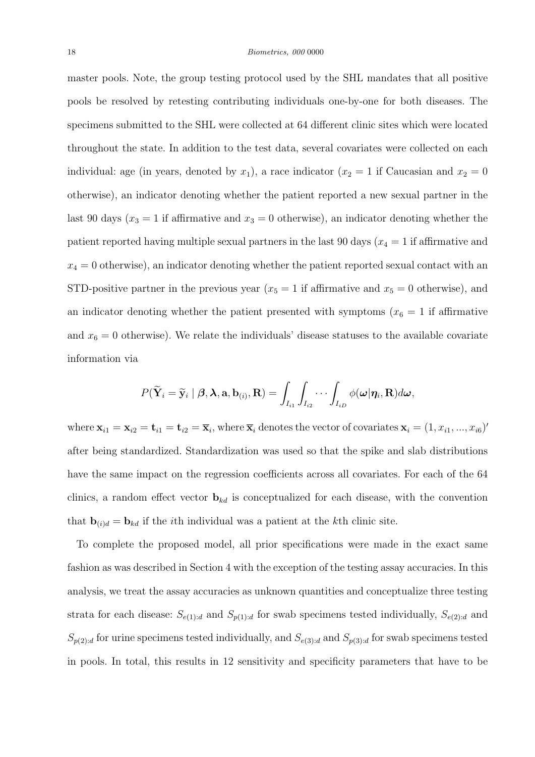master pools. Note, the group testing protocol used by the SHL mandates that all positive pools be resolved by retesting contributing individuals one-by-one for both diseases. The specimens submitted to the SHL were collected at 64 different clinic sites which were located throughout the state. In addition to the test data, several covariates were collected on each individual: age (in years, denoted by $x_1$), a race indicator ($x_2 = 1$ if Caucasian and $x_2 = 0$ otherwise), an indicator denoting whether the patient reported a new sexual partner in the last 90 days ($x_3 = 1$ if affirmative and $x_3 = 0$ otherwise), an indicator denoting whether the patient reported having multiple sexual partners in the last 90 days ($x_4 = 1$ if affirmative and $x_4 = 0$ otherwise), an indicator denoting whether the patient reported sexual contact with an STD-positive partner in the previous year ($x_5 = 1$ if affirmative and $x_5 = 0$ otherwise), and an indicator denoting whether the patient presented with symptoms ($x_6 = 1$ if affirmative and $x_6 = 0$ otherwise). We relate the individuals' disease statuses to the available covariate information via

$$P(\widetilde{\mathbf{Y}}_i = \widetilde{\mathbf{y}}_i \mid \boldsymbol{\beta}, \boldsymbol{\lambda}, \mathbf{a}, \mathbf{b}_{(i)}, \mathbf{R}) = \int_{I_{i1}} \int_{I_{i2}} \cdots \int_{I_{iD}} \phi(\boldsymbol{\omega} | \boldsymbol{\eta}_i, \mathbf{R}) d\boldsymbol{\omega},$$

where $\mathbf{x}_{i1} = \mathbf{x}_{i2} = \mathbf{t}_{i1} = \mathbf{t}_{i2} = \overline{\mathbf{x}}_i$, where $\overline{\mathbf{x}}_i$ denotes the vector of covariates $\mathbf{x}_i = (1, x_{i1}, ..., x_{i6})'$ after being standardized. Standardization was used so that the spike and slab distributions have the same impact on the regression coefficients across all covariates. For each of the 64 clinics, a random effect vector $\mathbf{b}_{kd}$ is conceptualized for each disease, with the convention that $\mathbf{b}_{(i)d} = \mathbf{b}_{kd}$ if the $i$th individual was a patient at the $k$th clinic site.

To complete the proposed model, all prior specifications were made in the exact same fashion as was described in Section 4 with the exception of the testing assay accuracies. In this analysis, we treat the assay accuracies as unknown quantities and conceptualize three testing strata for each disease: $S_{e(1):d}$ and $S_{p(1):d}$ for swab specimens tested individually, $S_{e(2):d}$ and $S_{p(2):d}$ for urine specimens tested individually, and $S_{e(3):d}$ and $S_{p(3):d}$ for swab specimens tested in pools. In total, this results in 12 sensitivity and specificity parameters that have to be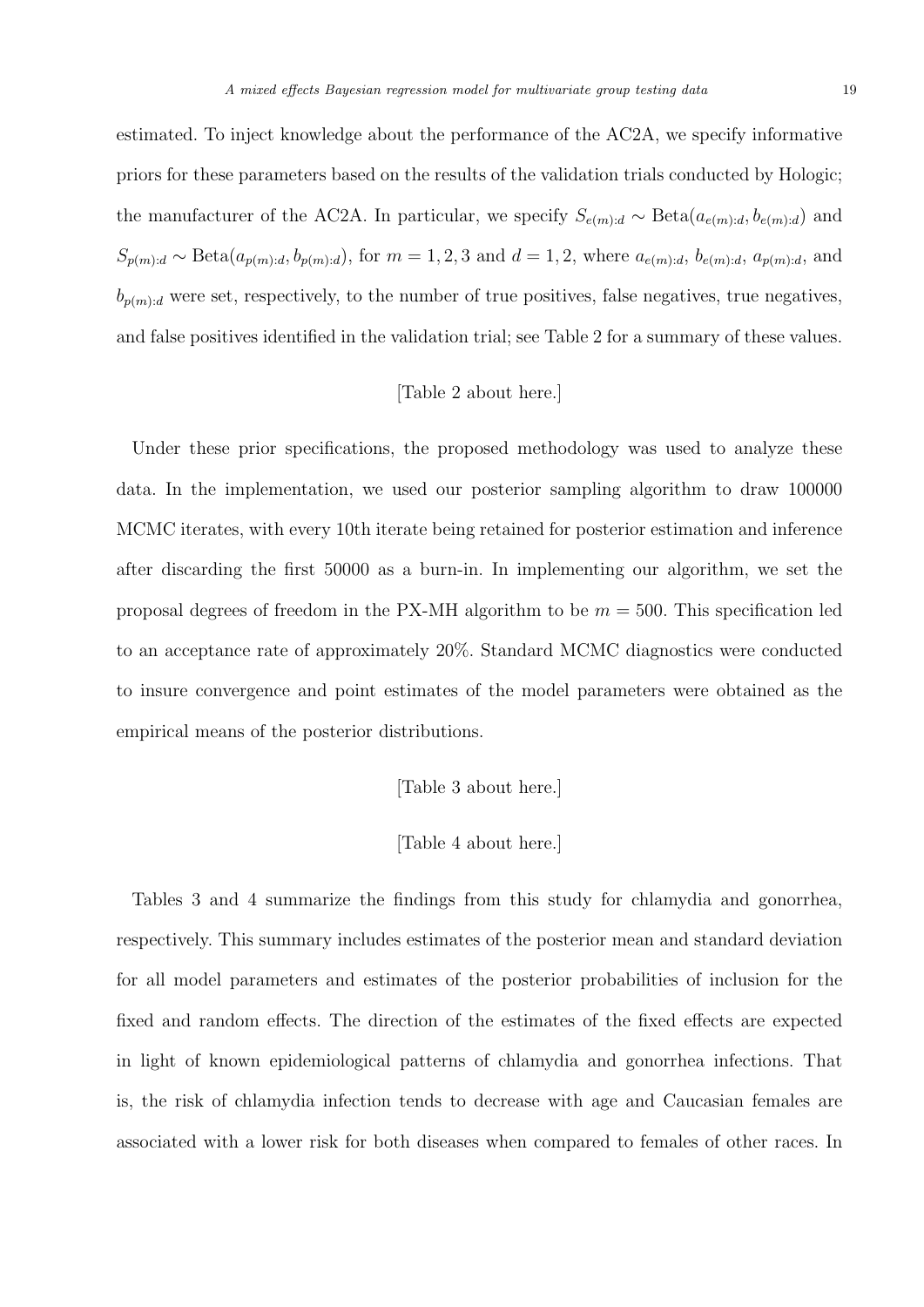estimated. To inject knowledge about the performance of the AC2A, we specify informative priors for these parameters based on the results of the validation trials conducted by Hologic; the manufacturer of the AC2A. In particular, we specify $S_{e(m):d} \sim \text{Beta}(a_{e(m):d}, b_{e(m):d})$ and $S_{p(m):d} \sim \text{Beta}(a_{p(m):d}, b_{p(m):d})$, for $m = 1, 2, 3$ and $d = 1, 2$, where $a_{e(m):d}$, $b_{e(m):d}$, $a_{p(m):d}$, and $b_{p(m):d}$ were set, respectively, to the number of true positives, false negatives, true negatives, and false positives identified in the validation trial; see Table 2 for a summary of these values.

[Table 2 about here.]

Under these prior specifications, the proposed methodology was used to analyze these data. In the implementation, we used our posterior sampling algorithm to draw 100000 MCMC iterates, with every 10th iterate being retained for posterior estimation and inference after discarding the first 50000 as a burn-in. In implementing our algorithm, we set the proposal degrees of freedom in the PX-MH algorithm to be $m = 500$. This specification led to an acceptance rate of approximately 20%. Standard MCMC diagnostics were conducted to insure convergence and point estimates of the model parameters were obtained as the empirical means of the posterior distributions.

[Table 3 about here.]

[Table 4 about here.]

Tables 3 and 4 summarize the findings from this study for chlamydia and gonorrhea, respectively. This summary includes estimates of the posterior mean and standard deviation for all model parameters and estimates of the posterior probabilities of inclusion for the fixed and random effects. The direction of the estimates of the fixed effects are expected in light of known epidemiological patterns of chlamydia and gonorrhea infections. That is, the risk of chlamydia infection tends to decrease with age and Caucasian females are associated with a lower risk for both diseases when compared to females of other races. In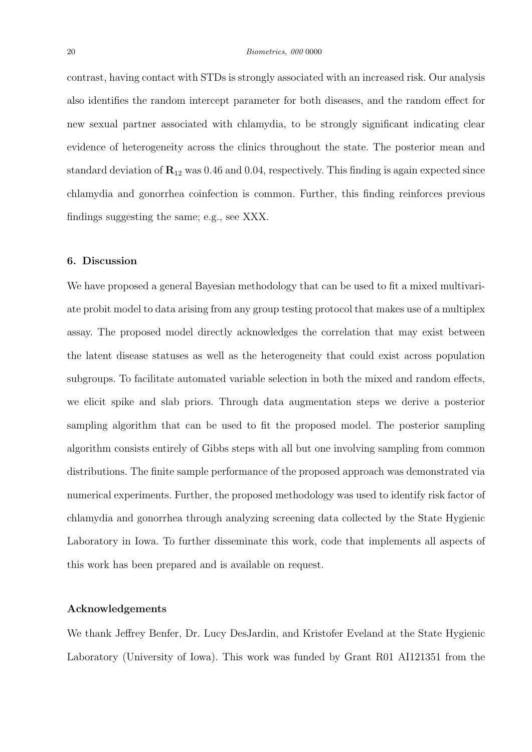contrast, having contact with STDs is strongly associated with an increased risk. Our analysis also identifies the random intercept parameter for both diseases, and the random effect for new sexual partner associated with chlamydia, to be strongly significant indicating clear evidence of heterogeneity across the clinics throughout the state. The posterior mean and standard deviation of $\mathbf{R}_{12}$ was 0.46 and 0.04, respectively. This finding is again expected since chlamydia and gonorrhea coinfection is common. Further, this finding reinforces previous findings suggesting the same; e.g., see XXX.

## 6. Discussion

We have proposed a general Bayesian methodology that can be used to fit a mixed multivariate probit model to data arising from any group testing protocol that makes use of a multiplex assay. The proposed model directly acknowledges the correlation that may exist between the latent disease statuses as well as the heterogeneity that could exist across population subgroups. To facilitate automated variable selection in both the mixed and random effects, we elicit spike and slab priors. Through data augmentation steps we derive a posterior sampling algorithm that can be used to fit the proposed model. The posterior sampling algorithm consists entirely of Gibbs steps with all but one involving sampling from common distributions. The finite sample performance of the proposed approach was demonstrated via numerical experiments. Further, the proposed methodology was used to identify risk factor of chlamydia and gonorrhea through analyzing screening data collected by the State Hygienic Laboratory in Iowa. To further disseminate this work, code that implements all aspects of this work has been prepared and is available on request.

## Acknowledgements

We thank Jeffrey Benfer, Dr. Lucy DesJardin, and Kristofer Eveland at the State Hygienic Laboratory (University of Iowa). This work was funded by Grant R01 AI121351 from the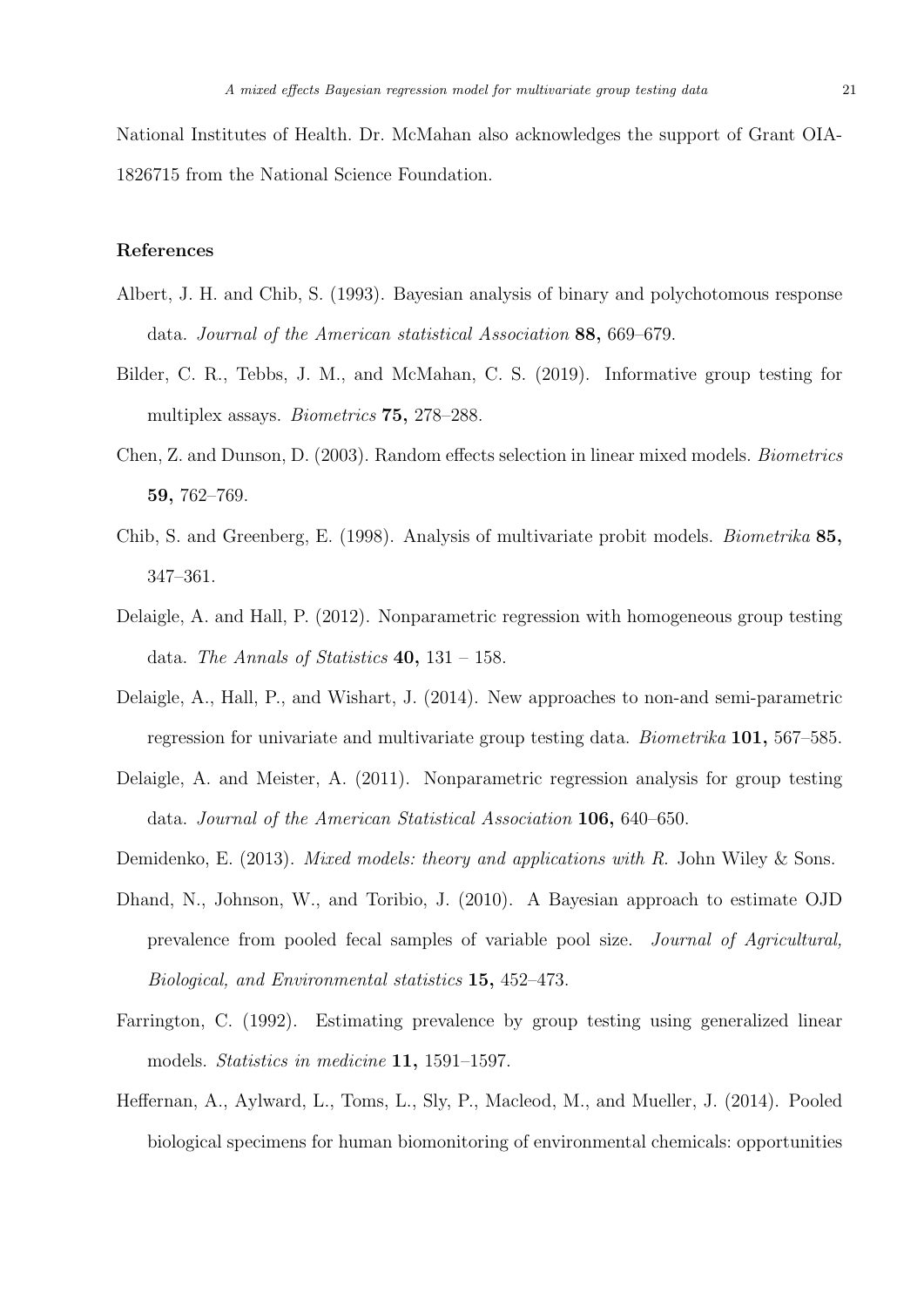National Institutes of Health. Dr. McMahan also acknowledges the support of Grant OIA-1826715 from the National Science Foundation.

## References

Albert, J. H. and Chib, S. (1993). Bayesian analysis of binary and polychotomous response data. *Journal of the American statistical Association* **88,** 669–679.

Bilder, C. R., Tebbs, J. M., and McMahan, C. S. (2019). Informative group testing for multiplex assays. *Biometrics* **75,** 278–288.

Chen, Z. and Dunson, D. (2003). Random effects selection in linear mixed models. *Biometrics* **59,** 762–769.

Chib, S. and Greenberg, E. (1998). Analysis of multivariate probit models. *Biometrika* **85,** 347–361.

Delaigle, A. and Hall, P. (2012). Nonparametric regression with homogeneous group testing data. *The Annals of Statistics* **40,** 131 – 158.

Delaigle, A., Hall, P., and Wishart, J. (2014). New approaches to non-and semi-parametric regression for univariate and multivariate group testing data. *Biometrika* **101,** 567–585.

Delaigle, A. and Meister, A. (2011). Nonparametric regression analysis for group testing data. *Journal of the American Statistical Association* **106,** 640–650.

Demidenko, E. (2013). *Mixed models: theory and applications with R.* John Wiley & Sons.

Dhand, N., Johnson, W., and Toribio, J. (2010). A Bayesian approach to estimate OJD prevalence from pooled fecal samples of variable pool size. *Journal of Agricultural, Biological, and Environmental statistics* **15,** 452–473.

Farrington, C. (1992). Estimating prevalence by group testing using generalized linear models. *Statistics in medicine* **11,** 1591–1597.

Heffernan, A., Aylward, L., Toms, L., Sly, P., Macleod, M., and Mueller, J. (2014). Pooled biological specimens for human biomonitoring of environmental chemicals: opportunities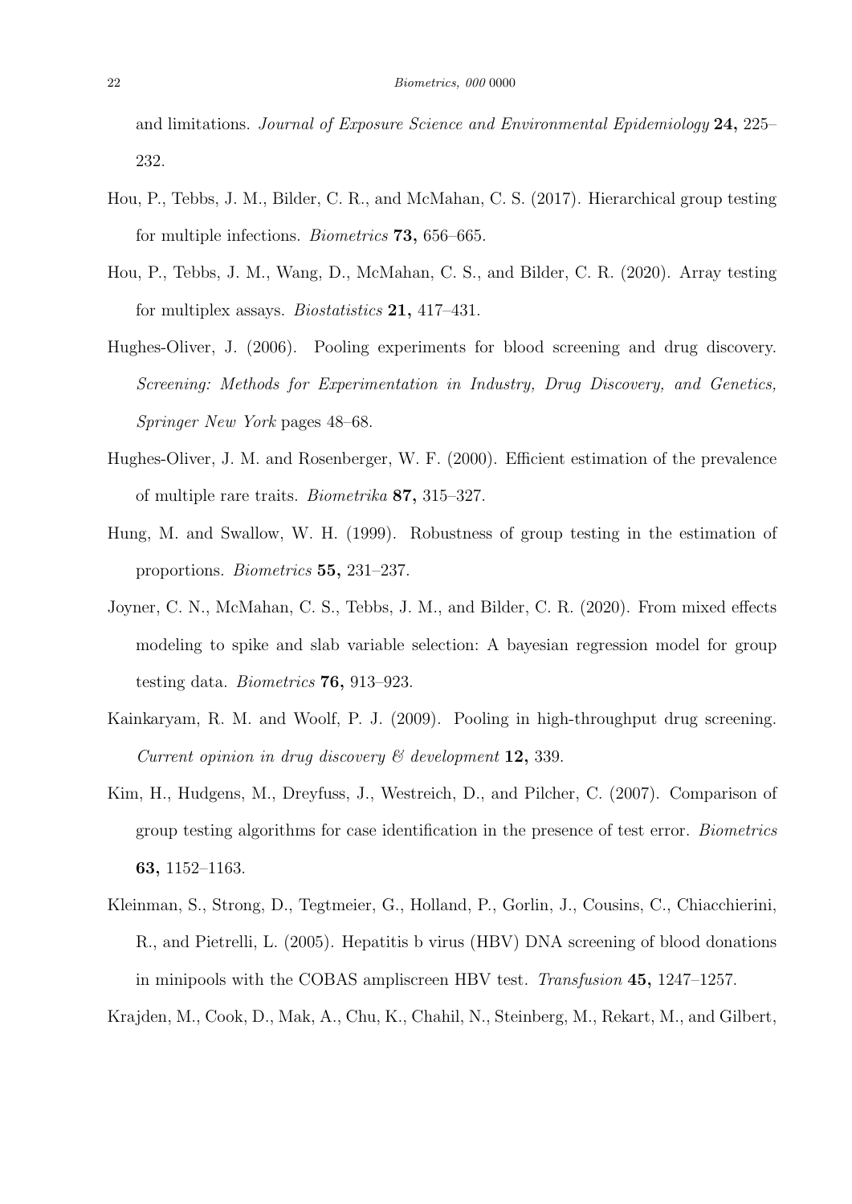and limitations. *Journal of Exposure Science and Environmental Epidemiology* **24,** 225–232.

Hou, P., Tebbs, J. M., Bilder, C. R., and McMahan, C. S. (2017). Hierarchical group testing for multiple infections. *Biometrics* **73,** 656–665.

Hou, P., Tebbs, J. M., Wang, D., McMahan, C. S., and Bilder, C. R. (2020). Array testing for multiplex assays. *Biostatistics* **21,** 417–431.

Hughes-Oliver, J. (2006). Pooling experiments for blood screening and drug discovery. *Screening: Methods for Experimentation in Industry, Drug Discovery, and Genetics, Springer New York* pages 48–68.

Hughes-Oliver, J. M. and Rosenberger, W. F. (2000). Efficient estimation of the prevalence of multiple rare traits. *Biometrika* **87,** 315–327.

Hung, M. and Swallow, W. H. (1999). Robustness of group testing in the estimation of proportions. *Biometrics* **55,** 231–237.

Joyner, C. N., McMahan, C. S., Tebbs, J. M., and Bilder, C. R. (2020). From mixed effects modeling to spike and slab variable selection: A bayesian regression model for group testing data. *Biometrics* **76,** 913–923.

Kainkaryam, R. M. and Woolf, P. J. (2009). Pooling in high-throughput drug screening. *Current opinion in drug discovery & development* **12,** 339.

Kim, H., Hudgens, M., Dreyfuss, J., Westreich, D., and Pilcher, C. (2007). Comparison of group testing algorithms for case identification in the presence of test error. *Biometrics* **63,** 1152–1163.

Kleinman, S., Strong, D., Tegtmeier, G., Holland, P., Gorlin, J., Cousins, C., Chiacchierini, R., and Pietrelli, L. (2005). Hepatitis b virus (HBV) DNA screening of blood donations in minipools with the COBAS ampliscreen HBV test. *Transfusion* **45,** 1247–1257.

Krajden, M., Cook, D., Mak, A., Chu, K., Chahil, N., Steinberg, M., Rekart, M., and Gilbert,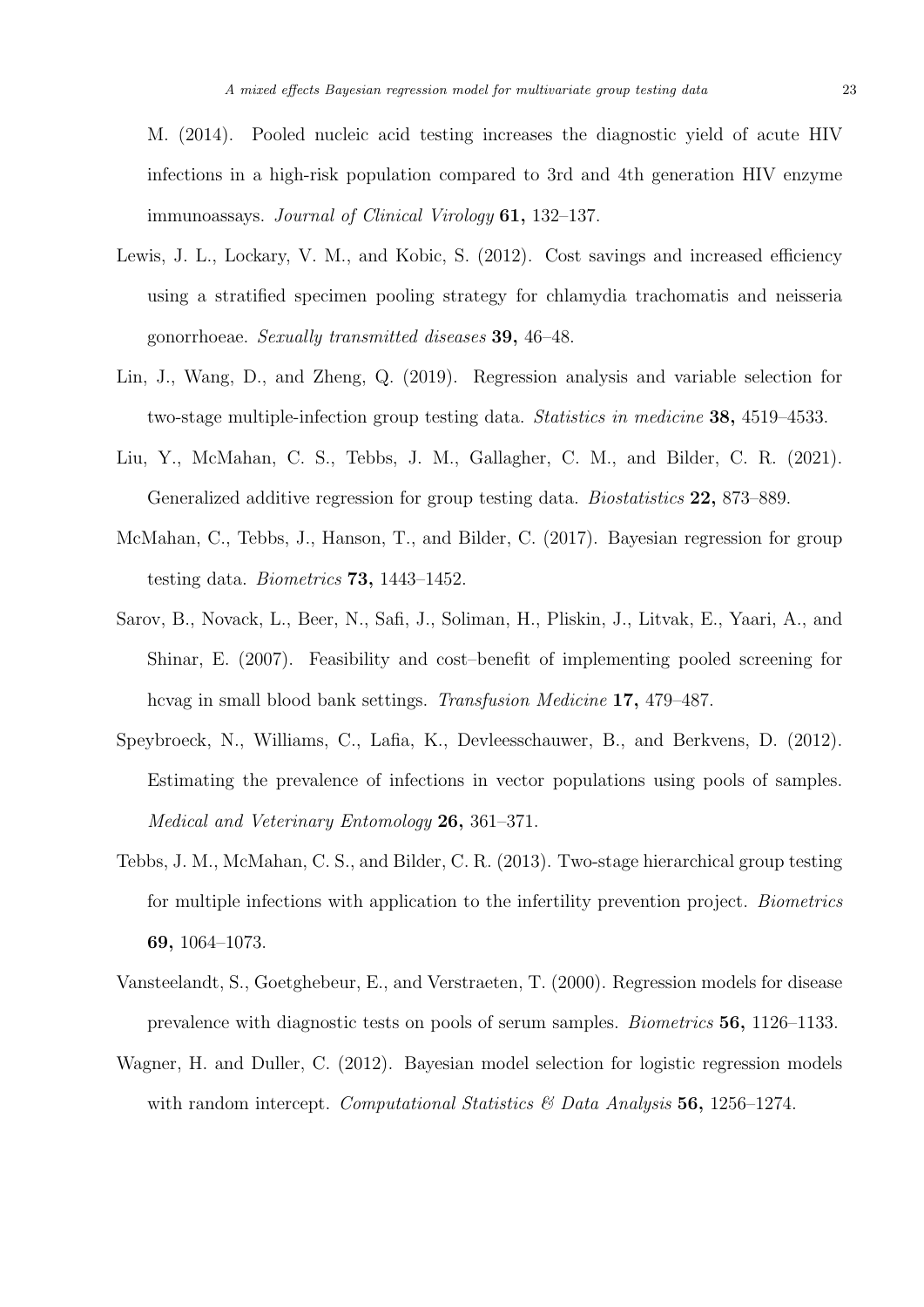M. (2014). Pooled nucleic acid testing increases the diagnostic yield of acute HIV infections in a high-risk population compared to 3rd and 4th generation HIV enzyme immunoassays. *Journal of Clinical Virology* **61,** 132–137.

Lewis, J. L., Lockary, V. M., and Kobic, S. (2012). Cost savings and increased efficiency using a stratified specimen pooling strategy for chlamydia trachomatis and neisseria gonorrhoeae. *Sexually transmitted diseases* **39,** 46–48.

Lin, J., Wang, D., and Zheng, Q. (2019). Regression analysis and variable selection for two-stage multiple-infection group testing data. *Statistics in medicine* **38,** 4519–4533.

Liu, Y., McMahan, C. S., Tebbs, J. M., Gallagher, C. M., and Bilder, C. R. (2021). Generalized additive regression for group testing data. *Biostatistics* **22,** 873–889.

McMahan, C., Tebbs, J., Hanson, T., and Bilder, C. (2017). Bayesian regression for group testing data. *Biometrics* **73,** 1443–1452.

Sarov, B., Novack, L., Beer, N., Safi, J., Soliman, H., Pliskin, J., Litvak, E., Yaari, A., and Shinar, E. (2007). Feasibility and cost–benefit of implementing pooled screening for hcvag in small blood bank settings. *Transfusion Medicine* **17,** 479–487.

Speybroeck, N., Williams, C., Lafia, K., Devleesschauwer, B., and Berkvens, D. (2012). Estimating the prevalence of infections in vector populations using pools of samples. *Medical and Veterinary Entomology* **26,** 361–371.

Tebbs, J. M., McMahan, C. S., and Bilder, C. R. (2013). Two-stage hierarchical group testing for multiple infections with application to the infertility prevention project. *Biometrics* **69,** 1064–1073.

Vansteelandt, S., Goetghebeur, E., and Verstraeten, T. (2000). Regression models for disease prevalence with diagnostic tests on pools of serum samples. *Biometrics* **56,** 1126–1133.

Wagner, H. and Duller, C. (2012). Bayesian model selection for logistic regression models with random intercept. *Computational Statistics & Data Analysis* **56,** 1256–1274.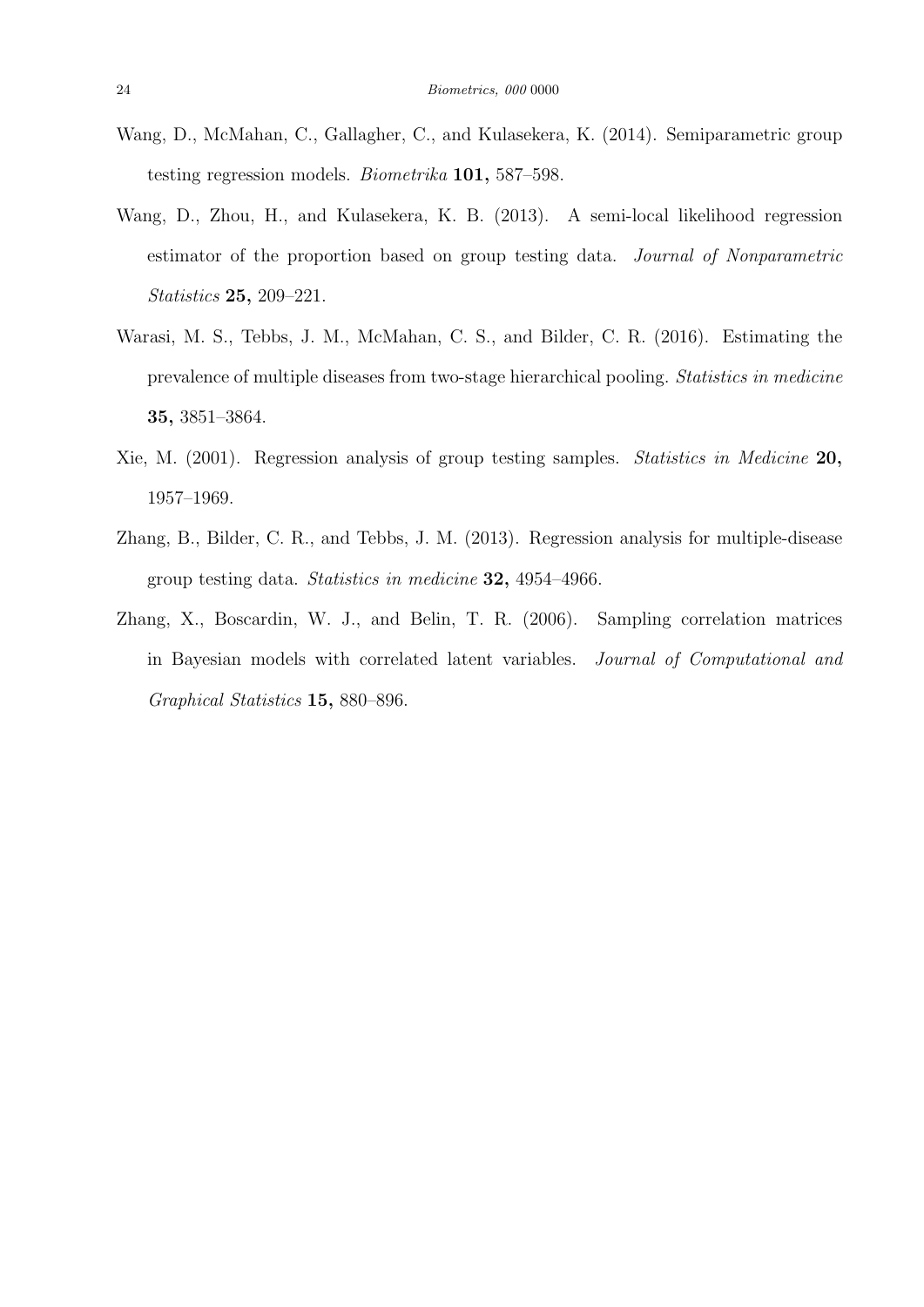Wang, D., McMahan, C., Gallagher, C., and Kulasekera, K. (2014). Semiparametric group testing regression models. *Biometrika* **101,** 587–598.

Wang, D., Zhou, H., and Kulasekera, K. B. (2013). A semi-local likelihood regression estimator of the proportion based on group testing data. *Journal of Nonparametric Statistics* **25,** 209–221.

Warasi, M. S., Tebbs, J. M., McMahan, C. S., and Bilder, C. R. (2016). Estimating the prevalence of multiple diseases from two-stage hierarchical pooling. *Statistics in medicine* **35,** 3851–3864.

Xie, M. (2001). Regression analysis of group testing samples. *Statistics in Medicine* **20,** 1957–1969.

Zhang, B., Bilder, C. R., and Tebbs, J. M. (2013). Regression analysis for multiple-disease group testing data. *Statistics in medicine* **32,** 4954–4966.

Zhang, X., Boscardin, W. J., and Belin, T. R. (2006). Sampling correlation matrices in Bayesian models with correlated latent variables. *Journal of Computational and Graphical Statistics* **15,** 880–896.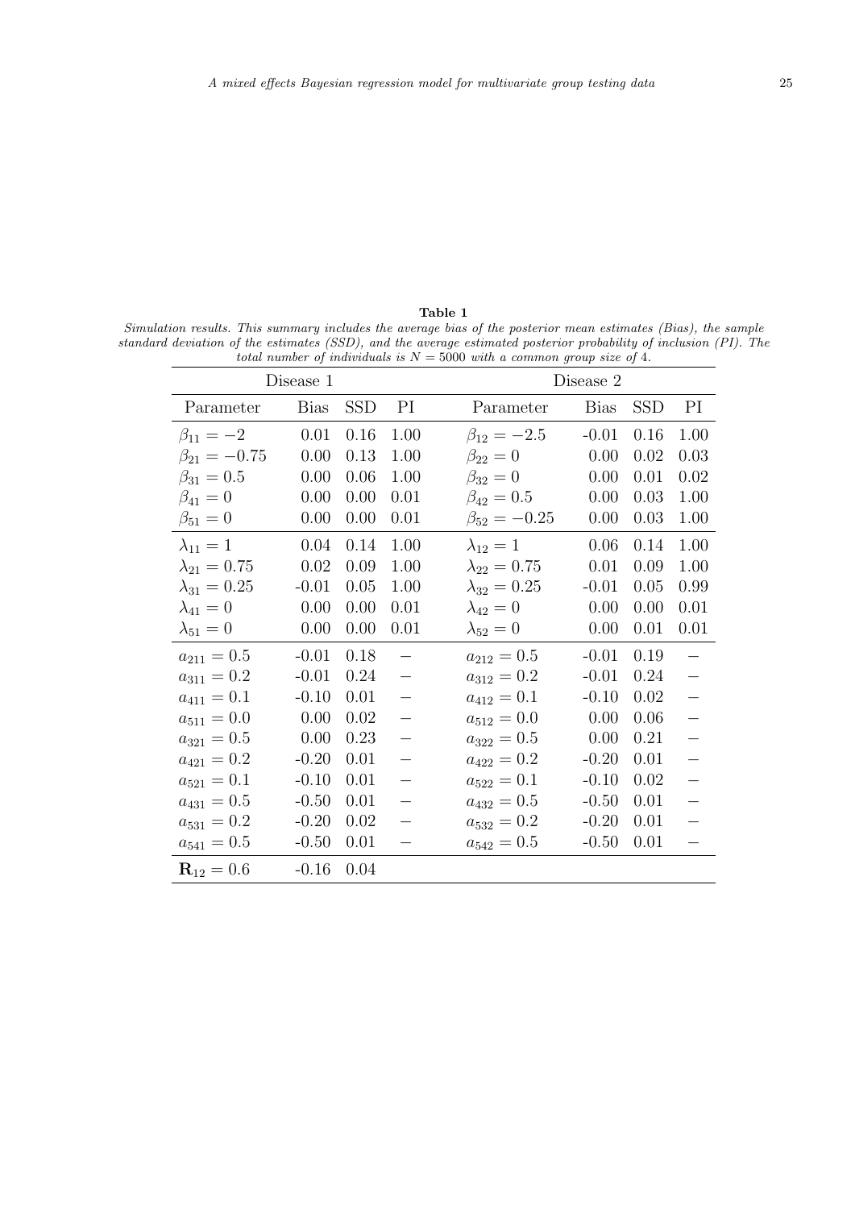**Table 1**

*Simulation results. This summary includes the average bias of the posterior mean estimates (Bias), the sample standard deviation of the estimates (SSD), and the average estimated posterior probability of inclusion (PI). The total number of individuals is $N = 5000$ with a common group size of 4.*

| Disease 1 | | | | Disease 2 | | | |
|---|---|---|---|---|---|---|---|
| Parameter | Bias | SSD | PI | Parameter | Bias | SSD | PI |
| $\beta_{11} = -2$ | 0.01 | 0.16 | 1.00 | $\beta_{12} = -2.5$ | -0.01 | 0.16 | 1.00 |
| $\beta_{21} = -0.75$ | 0.00 | 0.13 | 1.00 | $\beta_{22} = 0$ | 0.00 | 0.02 | 0.03 |
| $\beta_{31} = 0.5$ | 0.00 | 0.06 | 1.00 | $\beta_{32} = 0$ | 0.00 | 0.01 | 0.02 |
| $\beta_{41} = 0$ | 0.00 | 0.00 | 0.01 | $\beta_{42} = 0.5$ | 0.00 | 0.03 | 1.00 |
| $\beta_{51} = 0$ | 0.00 | 0.00 | 0.01 | $\beta_{52} = -0.25$ | 0.00 | 0.03 | 1.00 |
| $\lambda_{11} = 1$ | 0.04 | 0.14 | 1.00 | $\lambda_{12} = 1$ | 0.06 | 0.14 | 1.00 |
| $\lambda_{21} = 0.75$ | 0.02 | 0.09 | 1.00 | $\lambda_{22} = 0.75$ | 0.01 | 0.09 | 1.00 |
| $\lambda_{31} = 0.25$ | -0.01 | 0.05 | 1.00 | $\lambda_{32} = 0.25$ | -0.01 | 0.05 | 0.99 |
| $\lambda_{41} = 0$ | 0.00 | 0.00 | 0.01 | $\lambda_{42} = 0$ | 0.00 | 0.00 | 0.01 |
| $\lambda_{51} = 0$ | 0.00 | 0.00 | 0.01 | $\lambda_{52} = 0$ | 0.00 | 0.01 | 0.01 |
| $a_{211} = 0.5$ | -0.01 | 0.18 | – | $a_{212} = 0.5$ | -0.01 | 0.19 | – |
| $a_{311} = 0.2$ | -0.01 | 0.24 | – | $a_{312} = 0.2$ | -0.01 | 0.24 | – |
| $a_{411} = 0.1$ | -0.10 | 0.01 | – | $a_{412} = 0.1$ | -0.10 | 0.02 | – |
| $a_{511} = 0.0$ | 0.00 | 0.02 | – | $a_{512} = 0.0$ | 0.00 | 0.06 | – |
| $a_{321} = 0.5$ | 0.00 | 0.23 | – | $a_{322} = 0.5$ | 0.00 | 0.21 | – |
| $a_{421} = 0.2$ | -0.20 | 0.01 | – | $a_{422} = 0.2$ | -0.20 | 0.01 | – |
| $a_{521} = 0.1$ | -0.10 | 0.01 | – | $a_{522} = 0.1$ | -0.10 | 0.02 | – |
| $a_{431} = 0.5$ | -0.50 | 0.01 | – | $a_{432} = 0.5$ | -0.50 | 0.01 | – |
| $a_{531} = 0.2$ | -0.20 | 0.02 | – | $a_{532} = 0.2$ | -0.20 | 0.01 | – |
| $a_{541} = 0.5$ | -0.50 | 0.01 | – | $a_{542} = 0.5$ | -0.50 | 0.01 | – |
| $\mathbf{R}_{12} = 0.6$ | -0.16 | 0.04 | | | | | |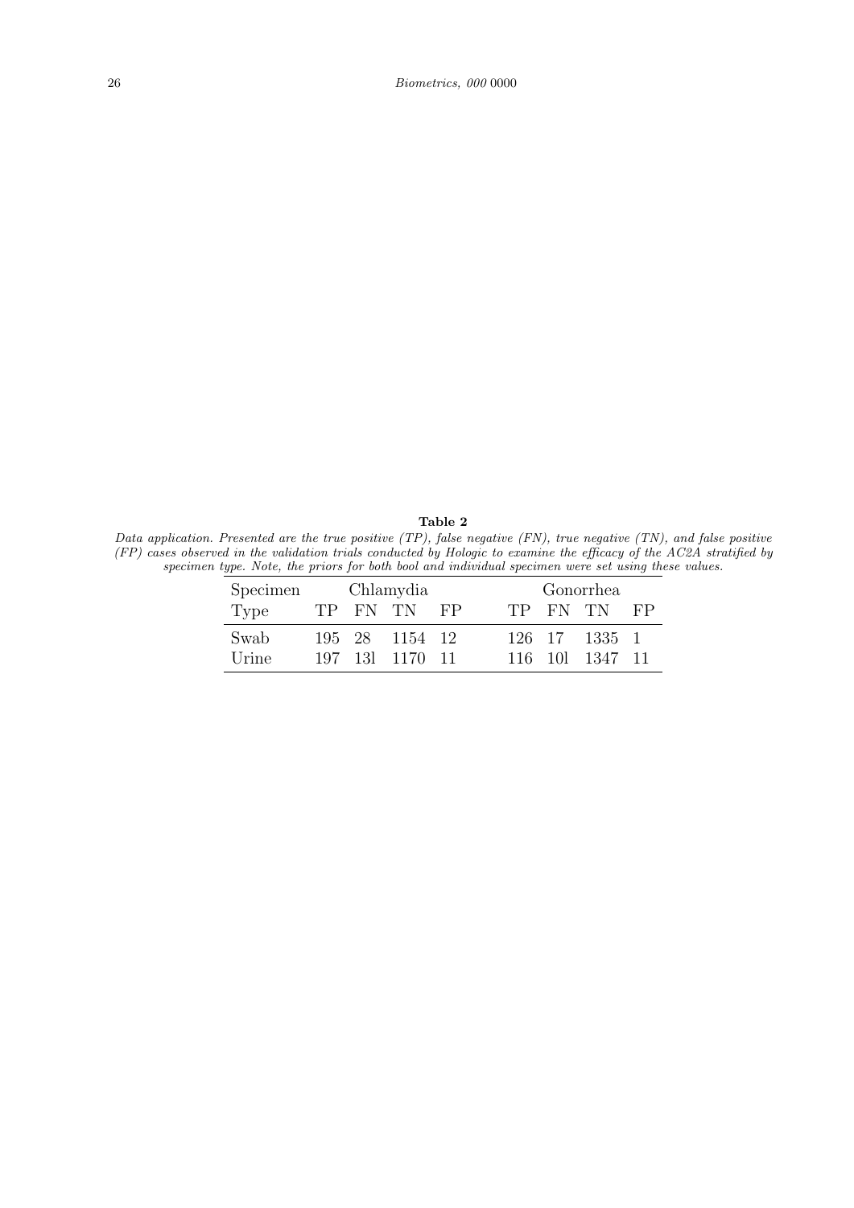**Table 2**

*Data application. Presented are the true positive (TP), false negative (FN), true negative (TN), and false positive (FP) cases observed in the validation trials conducted by Hologic to examine the efficacy of the AC2A stratified by specimen type. Note, the priors for both bool and individual specimen were set using these values.*

| Specimen | Chlamydia | | | | Gonorrhea | | | |
|---|---|---|---|---|---|---|---|---|
| Type | TP | FN | TN | FP | TP | FN | TN | FP |
| Swab | 195 | 28 | 1154 | 12 | 126 | 17 | 1335 | 1 |
| Urine | 197 | 13l | 1170 | 11 | 116 | 10l | 1347 | 11 |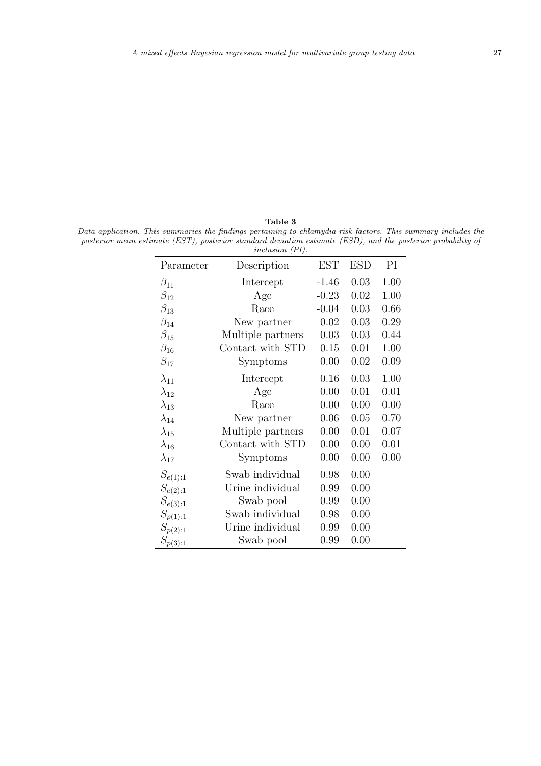**Table 3**

*Data application. This summaries the findings pertaining to chlamydia risk factors. This summary includes the posterior mean estimate (EST), posterior standard deviation estimate (ESD), and the posterior probability of inclusion (PI).*

| Parameter | Description | EST | ESD | PI |
|---|---|---|---|---|
| $\beta_{11}$ | Intercept | -1.46 | 0.03 | 1.00 |
| $\beta_{12}$ | Age | -0.23 | 0.02 | 1.00 |
| $\beta_{13}$ | Race | -0.04 | 0.03 | 0.66 |
| $\beta_{14}$ | New partner | 0.02 | 0.03 | 0.29 |
| $\beta_{15}$ | Multiple partners | 0.03 | 0.03 | 0.44 |
| $\beta_{16}$ | Contact with STD | 0.15 | 0.01 | 1.00 |
| $\beta_{17}$ | Symptoms | 0.00 | 0.02 | 0.09 |
| $\lambda_{11}$ | Intercept | 0.16 | 0.03 | 1.00 |
| $\lambda_{12}$ | Age | 0.00 | 0.01 | 0.01 |
| $\lambda_{13}$ | Race | 0.00 | 0.00 | 0.00 |
| $\lambda_{14}$ | New partner | 0.06 | 0.05 | 0.70 |
| $\lambda_{15}$ | Multiple partners | 0.00 | 0.01 | 0.07 |
| $\lambda_{16}$ | Contact with STD | 0.00 | 0.00 | 0.01 |
| $\lambda_{17}$ | Symptoms | 0.00 | 0.00 | 0.00 |
| $S_{e(1):1}$ | Swab individual | 0.98 | 0.00 | |
| $S_{e(2):1}$ | Urine individual | 0.99 | 0.00 | |
| $S_{e(3):1}$ | Swab pool | 0.99 | 0.00 | |
| $S_{p(1):1}$ | Swab individual | 0.98 | 0.00 | |
| $S_{p(2):1}$ | Urine individual | 0.99 | 0.00 | |
| $S_{p(3):1}$ | Swab pool | 0.99 | 0.00 | |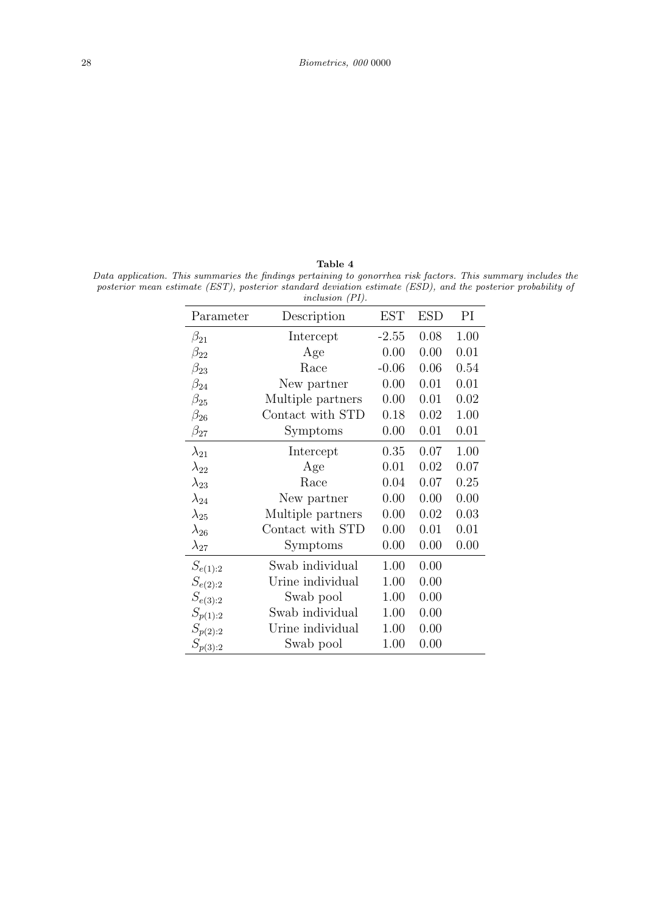**Table 4**

*Data application. This summaries the findings pertaining to gonorrhea risk factors. This summary includes the posterior mean estimate (EST), posterior standard deviation estimate (ESD), and the posterior probability of inclusion (PI).*

| Parameter | Description | EST | ESD | PI |
|---|---|---|---|---|
| $\beta_{21}$ | Intercept | -2.55 | 0.08 | 1.00 |
| $\beta_{22}$ | Age | 0.00 | 0.00 | 0.01 |
| $\beta_{23}$ | Race | -0.06 | 0.06 | 0.54 |
| $\beta_{24}$ | New partner | 0.00 | 0.01 | 0.01 |
| $\beta_{25}$ | Multiple partners | 0.00 | 0.01 | 0.02 |
| $\beta_{26}$ | Contact with STD | 0.18 | 0.02 | 1.00 |
| $\beta_{27}$ | Symptoms | 0.00 | 0.01 | 0.01 |
| $\lambda_{21}$ | Intercept | 0.35 | 0.07 | 1.00 |
| $\lambda_{22}$ | Age | 0.01 | 0.02 | 0.07 |
| $\lambda_{23}$ | Race | 0.04 | 0.07 | 0.25 |
| $\lambda_{24}$ | New partner | 0.00 | 0.00 | 0.00 |
| $\lambda_{25}$ | Multiple partners | 0.00 | 0.02 | 0.03 |
| $\lambda_{26}$ | Contact with STD | 0.00 | 0.01 | 0.01 |
| $\lambda_{27}$ | Symptoms | 0.00 | 0.00 | 0.00 |
| $S_{e(1):2}$ | Swab individual | 1.00 | 0.00 | |
| $S_{e(2):2}$ | Urine individual | 1.00 | 0.00 | |
| $S_{e(3):2}$ | Swab pool | 1.00 | 0.00 | |
| $S_{p(1):2}$ | Swab individual | 1.00 | 0.00 | |
| $S_{p(2):2}$ | Urine individual | 1.00 | 0.00 | |
| $S_{p(3):2}$ | Swab pool | 1.00 | 0.00 | |